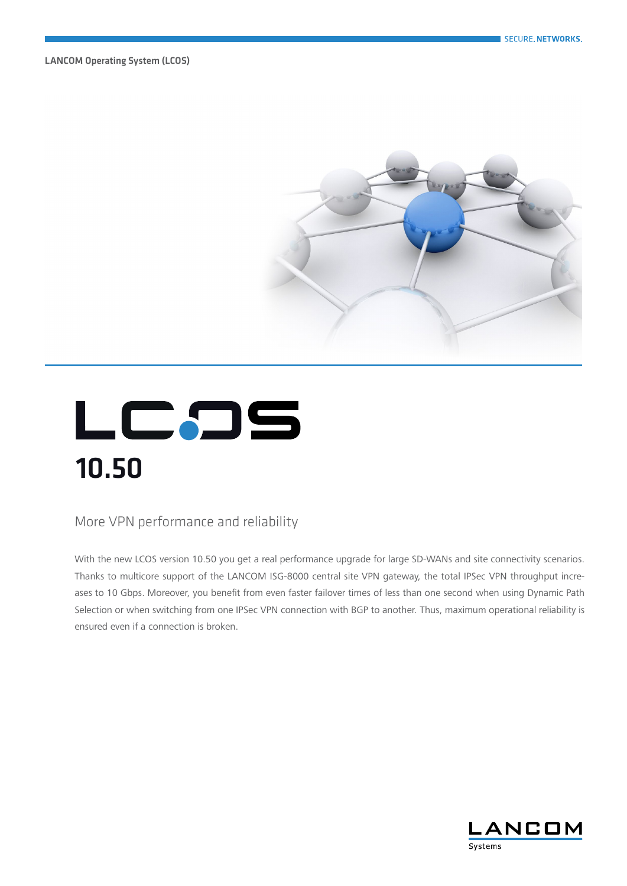LANCOM Operating System (LCOS)

# LCOS 10.50

## More VPN performance and reliability

With the new LCOS version 10.50 you get a real performance upgrade for large SD-WANs and site connectivity scenarios. Thanks to multicore support of the LANCOM ISG-8000 central site VPN gateway, the total IPSec VPN throughput increases to 10 Gbps. Moreover, you benefit from even faster failover times of less than one second when using Dynamic Path Selection or when switching from one IPSec VPN connection with BGP to another. Thus, maximum operational reliability is ensured even if a connection is broken.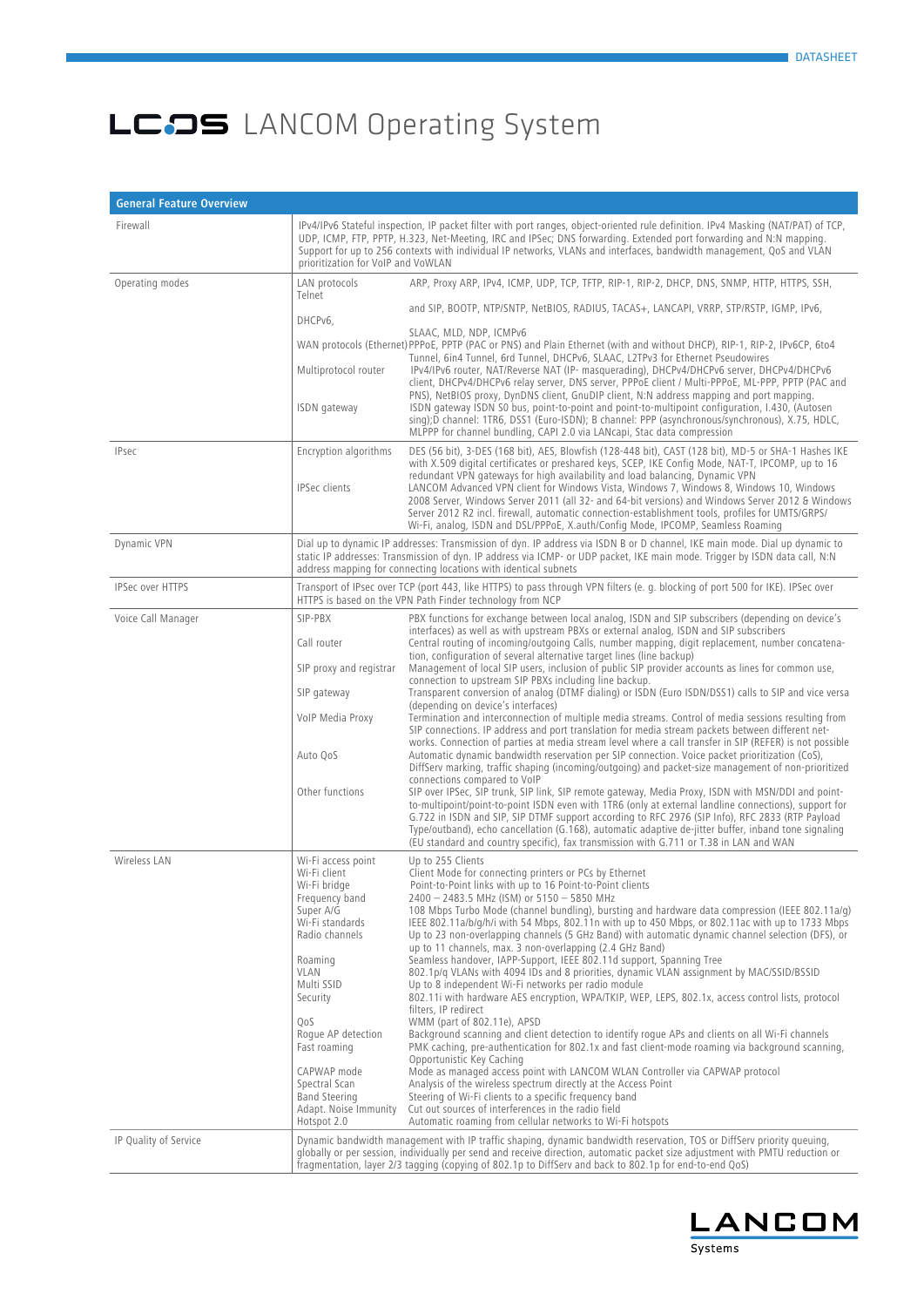# LCOS LANCOM Operating System

| General Feature Overview | | |
|---|---|---|
| Firewall | IPv4/IPv6 Stateful inspection, IP packet filter with port ranges, object-oriented rule definition. IPv4 Masking (NAT/PAT) of TCP, UDP, ICMP, FTP, PPTP, H.323, Net-Meeting, IRC and IPSec; DNS forwarding. Extended port forwarding and N:N mapping. Support for up to 256 contexts with individual IP networks, VLANs and interfaces, bandwidth management, QoS and VLAN prioritization for VoIP and VoWLAN | |
| Operating modes | LAN protocols | ARP, Proxy ARP, IPv4, ICMP, UDP, TCP, TFTP, RIP-1, RIP-2, DHCP, DNS, SNMP, HTTP, HTTPS, SSH, Telnet and SIP, BOOTP, NTP/SNTP, NetBIOS, RADIUS, TACAS+, LANCAPI, VRRP, STP/RSTP, IGMP, IPv6, DHCPv6, SLAAC, MLD, NDP, ICMPv6 |
| | WAN protocols (Ethernet) | PPPoE, PPTP (PAC or PNS) and Plain Ethernet (with and without DHCP), RIP-1, RIP-2, IPv6CP, 6to4 Tunnel, 6in4 Tunnel, 6rd Tunnel, DHCPv6, SLAAC, L2TPv3 for Ethernet Pseudowires |
| | Multiprotocol router | IPv4/IPv6 router, NAT/Reverse NAT (IP- masquerading), DHCPv4/DHCPv6 server, DHCPv4/DHCPv6 client, DHCPv4/DHCPv6 relay server, DNS server, PPPoE client / Multi-PPPoE, ML-PPP, PPTP (PAC and PNS), NetBIOS proxy, DynDNS client, GnuDIP client, N:N address mapping and port mapping. |
| | ISDN gateway | ISDN gateway ISDN S0 bus, point-to-point and point-to-multipoint configuration, I.430, (Autosen sing);D channel: 1TR6, DSS1 (Euro-ISDN); B channel: PPP (asynchronous/synchronous), X.75, HDLC, MLPPP for channel bundling, CAPI 2.0 via LANcapi, Stac data compression |
| IPsec | Encryption algorithms | DES (56 bit), 3-DES (168 bit), AES, Blowfish (128-448 bit), CAST (128 bit), MD-5 or SHA-1 Hashes IKE with X.509 digital certificates or preshared keys, SCEP, IKE Config Mode, NAT-T, IPCOMP, up to 16 redundant VPN gateways for high availability and load balancing, Dynamic VPN |
| | IPSec clients | LANCOM Advanced VPN client for Windows Vista, Windows 7, Windows 8, Windows 10, Windows 2008 Server, Windows Server 2011 (all 32- and 64-bit versions) and Windows Server 2012 & Windows Server 2012 R2 incl. firewall, automatic connection-establishment tools, profiles for UMTS/GRPS/ Wi-Fi, analog, ISDN and DSL/PPPoE, X.auth/Config Mode, IPCOMP, Seamless Roaming |
| Dynamic VPN | Dial up to dynamic IP addresses: Transmission of dyn. IP address via ISDN B or D channel, IKE main mode. Dial up dynamic to static IP addresses: Transmission of dyn. IP address via ICMP- or UDP packet, IKE main mode. Trigger by ISDN data call, N:N address mapping for connecting locations with identical subnets | |
| IPSec over HTTPS | Transport of IPsec over TCP (port 443, like HTTPS) to pass through VPN filters (e. g. blocking of port 500 for IKE). IPSec over HTTPS is based on the VPN Path Finder technology from NCP | |
| Voice Call Manager | SIP-PBX | PBX functions for exchange between local analog, ISDN and SIP subscribers (depending on device's interfaces) as well as with upstream PBXs or external analog, ISDN and SIP subscribers |
| | Call router | Central routing of incoming/outgoing Calls, number mapping, digit replacement, number concatenation, configuration of several alternative target lines (line backup) |
| | SIP proxy and registrar | Management of local SIP users, inclusion of public SIP provider accounts as lines for common use, connection to upstream SIP PBXs including line backup. |
| | SIP gateway | Transparent conversion of analog (DTMF dialing) or ISDN (Euro ISDN/DSS1) calls to SIP and vice versa (depending on device's interfaces) |
| | VoIP Media Proxy | Termination and interconnection of multiple media streams. Control of media sessions resulting from SIP connections. IP address and port translation for media stream packets between different networks. Connection of parties at media stream level where a call transfer in SIP (REFER) is not possible |
| | Auto QoS | Automatic dynamic bandwidth reservation per SIP connection. Voice packet prioritization (CoS), DiffServ marking, traffic shaping (incoming/outgoing) and packet-size management of non-prioritized connections compared to VoIP |
| | Other functions | SIP over IPSec, SIP trunk, SIP link, SIP remote gateway, Media Proxy, ISDN with MSN/DDI and point-to-multipoint/point-to-point ISDN even with 1TR6 (only at external landline connections), support for G.722 in ISDN and SIP, SIP DTMF support according to RFC 2976 (SIP Info), RFC 2833 (RTP Payload Type/outband), echo cancellation (G.168), automatic adaptive de-jitter buffer, inband tone signaling (EU standard and country specific), fax transmission with G.711 or T.38 in LAN and WAN |
| Wireless LAN | Wi-Fi access point | Up to 255 Clients |
| | Wi-Fi client | Client Mode for connecting printers or PCs by Ethernet |
| | Wi-Fi bridge | Point-to-Point links with up to 16 Point-to-Point clients |
| | Frequency band | 2400 – 2483.5 MHz (ISM) or 5150 – 5850 MHz |
| | Super A/G | 108 Mbps Turbo Mode (channel bundling), bursting and hardware data compression (IEEE 802.11a/g) |
| | Wi-Fi standards | IEEE 802.11a/b/g/h/i with 54 Mbps, 802.11n with up to 450 Mbps, or 802.11ac with up to 1733 Mbps |
| | Radio channels | Up to 23 non-overlapping channels (5 GHz Band) with automatic dynamic channel selection (DFS), or up to 11 channels, max. 3 non-overlapping (2.4 GHz Band) |
| | Roaming | Seamless handover, IAPP-Support, IEEE 802.11d support, Spanning Tree |
| | VLAN | 802.1p/q VLANs with 4094 IDs and 8 priorities, dynamic VLAN assignment by MAC/SSID/BSSID |
| | Multi SSID | Up to 8 independent Wi-Fi networks per radio module |
| | Security | 802.11i with hardware AES encryption, WPA/TKIP, WEP, LEPS, 802.1x, access control lists, protocol filters, IP redirect |
| | QoS | WMM (part of 802.11e), APSD |
| | Rogue AP detection | Background scanning and client detection to identify rogue APs and clients on all Wi-Fi channels |
| | Fast roaming | PMK caching, pre-authentication for 802.1x and fast client-mode roaming via background scanning, Opportunistic Key Caching |
| | CAPWAP mode | Mode as managed access point with LANCOM WLAN Controller via CAPWAP protocol |
| | Spectral Scan | Analysis of the wireless spectrum directly at the Access Point |
| | Band Steering | Steering of Wi-Fi clients to a specific frequency band |
| | Adapt. Noise Immunity | Cut out sources of interferences in the radio field |
| | Hotspot 2.0 | Automatic roaming from cellular networks to Wi-Fi hotspots |
| IP Quality of Service | Dynamic bandwidth management with IP traffic shaping, dynamic bandwidth reservation, TOS or DiffServ priority queuing, globally or per session, individually per send and receive direction, automatic packet size adjustment with PMTU reduction or fragmentation, layer 2/3 tagging (copying of 802.1p to DiffServ and back to 802.1p for end-to-end QoS) | |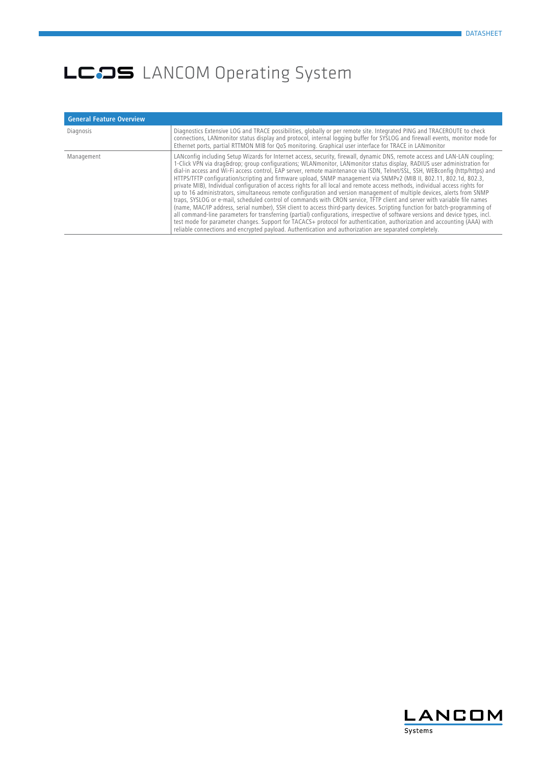# LCOS LANCOM Operating System

| General Feature Overview | |
|---|---|
| Diagnosis | Diagnostics Extensive LOG and TRACE possibilities, globally or per remote site. Integrated PING and TRACEROUTE to check connections, LANmonitor status display and protocol, internal logging buffer for SYSLOG and firewall events, monitor mode for Ethernet ports, partial RTTMON MIB for QoS monitoring. Graphical user interface for TRACE in LANmonitor |
| Management | LANconfig including Setup Wizards for Internet access, security, firewall, dynamic DNS, remote access and LAN-LAN coupling; 1-Click VPN via drag&drop; group configurations; WLANmonitor, LANmonitor status display, RADIUS user administration for dial-in access and Wi-Fi access control, EAP server, remote maintenance via ISDN, Telnet/SSL, SSH, WEBconfig (http/https) and HTTPS/TFTP configuration/scripting and firmware upload, SNMP management via SNMPv2 (MIB II, 802.11, 802.1d, 802.3, private MIB), Individual configuration of access rights for all local and remote access methods, individual access rights for up to 16 administrators, simultaneous remote configuration and version management of multiple devices, alerts from SNMP traps, SYSLOG or e-mail, scheduled control of commands with CRON service, TFTP client and server with variable file names (name, MAC/IP address, serial number), SSH client to access third-party devices. Scripting function for batch-programming of all command-line parameters for transferring (partial) configurations, irrespective of software versions and device types, incl. test mode for parameter changes. Support for TACACS+ protocol for authentication, authorization and accounting (AAA) with reliable connections and encrypted payload. Authentication and authorization are separated completely. |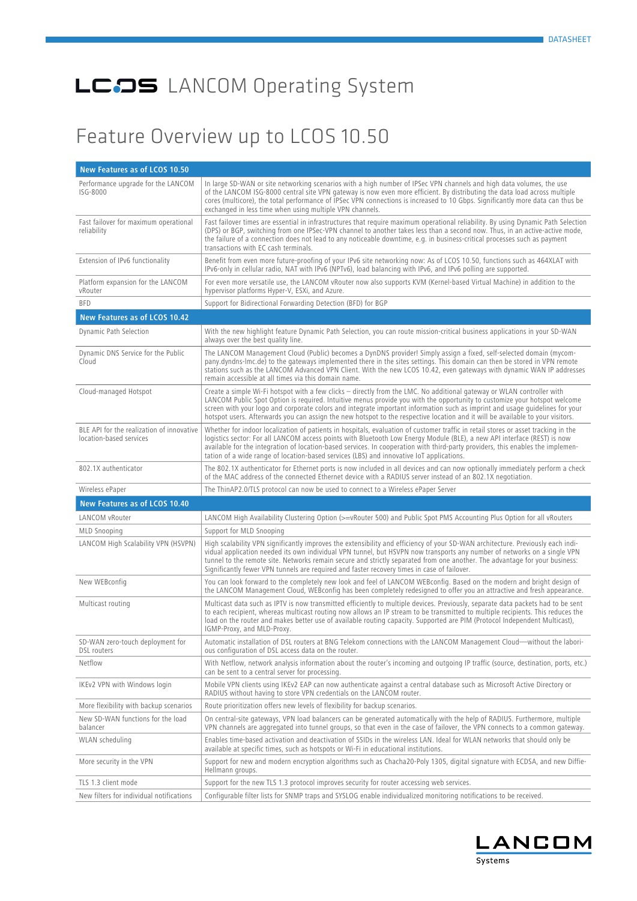# LCOS LANCOM Operating System

## Feature Overview up to LCOS 10.50

| New Features as of LCOS 10.50 | |
|---|---|
| Performance upgrade for the LANCOM ISG-8000 | In large SD-WAN or site networking scenarios with a high number of IPSec VPN channels and high data volumes, the use of the LANCOM ISG-8000 central site VPN gateway is now even more efficient. By distributing the data load across multiple cores (multicore), the total performance of IPSec VPN connections is increased to 10 Gbps. Significantly more data can thus be exchanged in less time when using multiple VPN channels. |
| Fast failover for maximum operational reliability | Fast failover times are essential in infrastructures that require maximum operational reliability. By using Dynamic Path Selection (DPS) or BGP, switching from one IPSec-VPN channel to another takes less than a second now. Thus, in an active-active mode, the failure of a connection does not lead to any noticeable downtime, e.g. in business-critical processes such as payment transactions with EC cash terminals. |
| Extension of IPv6 functionality | Benefit from even more future-proofing of your IPv6 site networking now: As of LCOS 10.50, functions such as 464XLAT with IPv6-only in cellular radio, NAT with IPv6 (NPTv6), load balancing with IPv6, and IPv6 polling are supported. |
| Platform expansion for the LANCOM vRouter | For even more versatile use, the LANCOM vRouter now also supports KVM (Kernel-based Virtual Machine) in addition to the hypervisor platforms Hyper-V, ESXi, and Azure. |
| BFD | Support for Bidirectional Forwarding Detection (BFD) for BGP |
| **New Features as of LCOS 10.42** | |
| Dynamic Path Selection | With the new highlight feature Dynamic Path Selection, you can route mission-critical business applications in your SD-WAN always over the best quality line. |
| Dynamic DNS Service for the Public Cloud | The LANCOM Management Cloud (Public) becomes a DynDNS provider! Simply assign a fixed, self-selected domain (mycompany.dyndns-lmc.de) to the gateways implemented there in the sites settings. This domain can then be stored in VPN remote stations such as the LANCOM Advanced VPN Client. With the new LCOS 10.42, even gateways with dynamic WAN IP addresses remain accessible at all times via this domain name. |
| Cloud-managed Hotspot | Create a simple Wi-Fi hotspot with a few clicks – directly from the LMC. No additional gateway or WLAN controller with LANCOM Public Spot Option is required. Intuitive menus provide you with the opportunity to customize your hotspot welcome screen with your logo and corporate colors and integrate important information such as imprint and usage guidelines for your hotspot users. Afterwards you can assign the new hotspot to the respective location and it will be available to your visitors. |
| BLE API for the realization of innovative location-based services | Whether for indoor localization of patients in hospitals, evaluation of customer traffic in retail stores or asset tracking in the logistics sector: For all LANCOM access points with Bluetooth Low Energy Module (BLE), a new API interface (REST) is now available for the integration of location-based services. In cooperation with third-party providers, this enables the implementation of a wide range of location-based services (LBS) and innovative IoT applications. |
| 802.1X authenticator | The 802.1X authenticator for Ethernet ports is now included in all devices and can now optionally immediately perform a check of the MAC address of the connected Ethernet device with a RADIUS server instead of an 802.1X negotiation. |
| Wireless ePaper | The ThinAP2.0/TLS protocol can now be used to connect to a Wireless ePaper Server |
| **New Features as of LCOS 10.40** | |
| LANCOM vRouter | LANCOM High Availability Clustering Option (>=vRouter 500) and Public Spot PMS Accounting Plus Option for all vRouters |
| MLD Snooping | Support for MLD Snooping |
| LANCOM High Scalability VPN (HSVPN) | High scalability VPN significantly improves the extensibility and efficiency of your SD-WAN architecture. Previously each individual application needed its own individual VPN tunnel, but HSVPN now transports any number of networks on a single VPN tunnel to the remote site. Networks remain secure and strictly separated from one another. The advantage for your business: Significantly fewer VPN tunnels are required and faster recovery times in case of failover. |
| New WEBconfig | You can look forward to the completely new look and feel of LANCOM WEBconfig. Based on the modern and bright design of the LANCOM Management Cloud, WEBconfig has been completely redesigned to offer you an attractive and fresh appearance. |
| Multicast routing | Multicast data such as IPTV is now transmitted efficiently to multiple devices. Previously, separate data packets had to be sent to each recipient, whereas multicast routing now allows an IP stream to be transmitted to multiple recipients. This reduces the load on the router and makes better use of available routing capacity. Supported are PIM (Protocol Independent Multicast), IGMP-Proxy, and MLD-Proxy. |
| SD-WAN zero-touch deployment for DSL routers | Automatic installation of DSL routers at BNG Telekom connections with the LANCOM Management Cloud—without the laborious configuration of DSL access data on the router. |
| Netflow | With Netflow, network analysis information about the router's incoming and outgoing IP traffic (source, destination, ports, etc.) can be sent to a central server for processing. |
| IKEv2 VPN with Windows login | Mobile VPN clients using IKEv2 EAP can now authenticate against a central database such as Microsoft Active Directory or RADIUS without having to store VPN credentials on the LANCOM router. |
| More flexibility with backup scenarios | Route prioritization offers new levels of flexibility for backup scenarios. |
| New SD-WAN functions for the load balancer | On central-site gateways, VPN load balancers can be generated automatically with the help of RADIUS. Furthermore, multiple VPN channels are aggregated into tunnel groups, so that even in the case of failover, the VPN connects to a common gateway. |
| WLAN scheduling | Enables time-based activation and deactivation of SSIDs in the wireless LAN. Ideal for WLAN networks that should only be available at specific times, such as hotspots or Wi-Fi in educational institutions. |
| More security in the VPN | Support for new and modern encryption algorithms such as Chacha20-Poly 1305, digital signature with ECDSA, and new Diffie-Hellmann groups. |
| TLS 1.3 client mode | Support for the new TLS 1.3 protocol improves security for router accessing web services. |
| New filters for individual notifications | Configurable filter lists for SNMP traps and SYSLOG enable individualized monitoring notifications to be received. |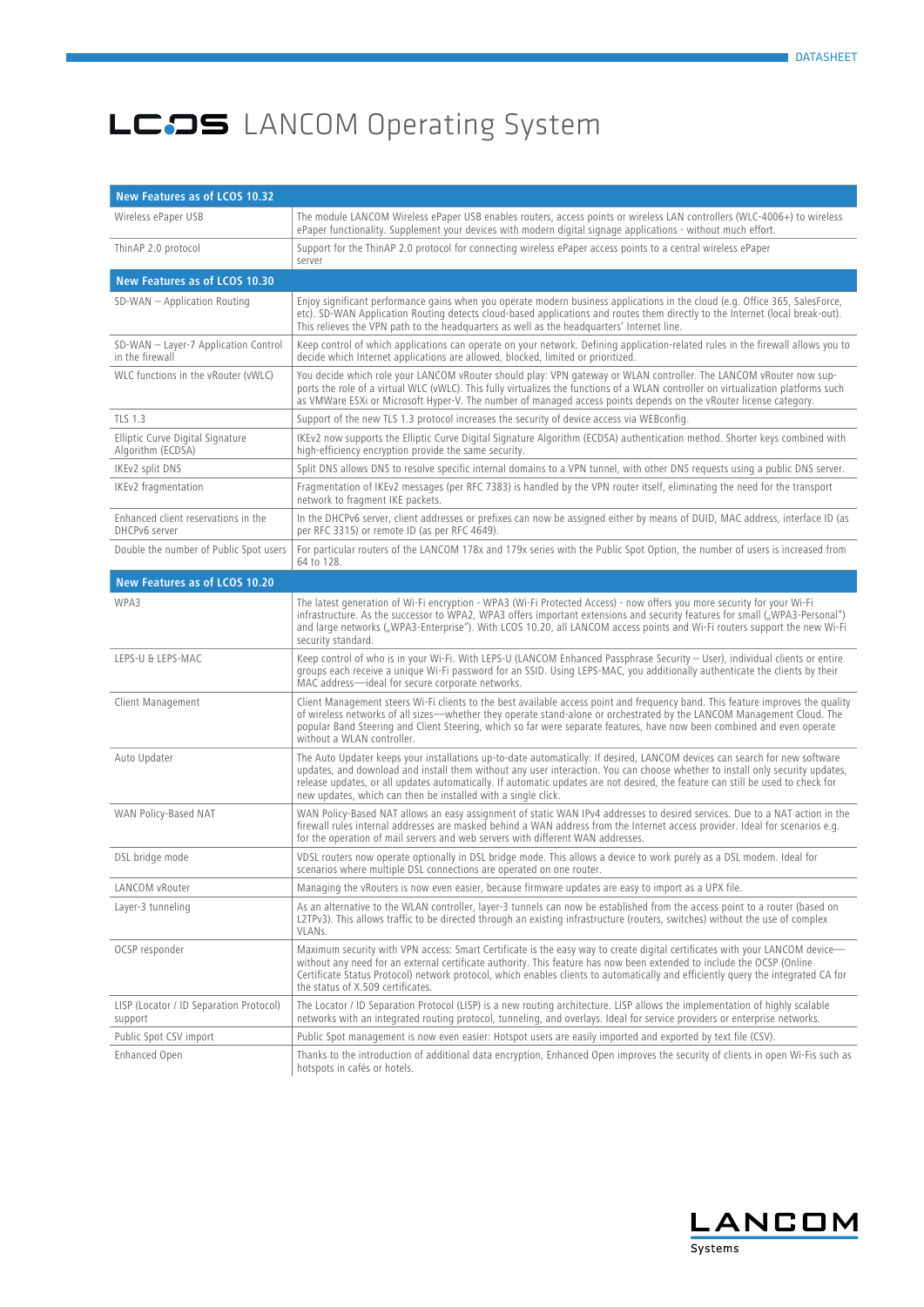# LCOS LANCOM Operating System

| New Features as of LCOS 10.32 | |
|---|---|
| Wireless ePaper USB | The module LANCOM Wireless ePaper USB enables routers, access points or wireless LAN controllers (WLC-4006+) to wireless ePaper functionality. Supplement your devices with modern digital signage applications - without much effort. |
| ThinAP 2.0 protocol | Support for the ThinAP 2.0 protocol for connecting wireless ePaper access points to a central wireless ePaper server |
| **New Features as of LCOS 10.30** | |
| SD-WAN – Application Routing | Enjoy significant performance gains when you operate modern business applications in the cloud (e.g. Office 365, SalesForce, etc). SD-WAN Application Routing detects cloud-based applications and routes them directly to the Internet (local break-out). This relieves the VPN path to the headquarters as well as the headquarters' Internet line. |
| SD-WAN – Layer-7 Application Control in the firewall | Keep control of which applications can operate on your network. Defining application-related rules in the firewall allows you to decide which Internet applications are allowed, blocked, limited or prioritized. |
| WLC functions in the vRouter (vWLC) | You decide which role your LANCOM vRouter should play: VPN gateway or WLAN controller. The LANCOM vRouter now supports the role of a virtual WLC (vWLC). This fully virtualizes the functions of a WLAN controller on virtualization platforms such as VMWare ESXi or Microsoft Hyper-V. The number of managed access points depends on the vRouter license category. |
| TLS 1.3 | Support of the new TLS 1.3 protocol increases the security of device access via WEBconfig. |
| Elliptic Curve Digital Signature Algorithm (ECDSA) | IKEv2 now supports the Elliptic Curve Digital Signature Algorithm (ECDSA) authentication method. Shorter keys combined with high-efficiency encryption provide the same security. |
| IKEv2 split DNS | Split DNS allows DNS to resolve specific internal domains to a VPN tunnel, with other DNS requests using a public DNS server. |
| IKEv2 fragmentation | Fragmentation of IKEv2 messages (per RFC 7383) is handled by the VPN router itself, eliminating the need for the transport network to fragment IKE packets. |
| Enhanced client reservations in the DHCPv6 server | In the DHCPv6 server, client addresses or prefixes can now be assigned either by means of DUID, MAC address, interface ID (as per RFC 3315) or remote ID (as per RFC 4649). |
| Double the number of Public Spot users | For particular routers of the LANCOM 178x and 179x series with the Public Spot Option, the number of users is increased from 64 to 128. |
| **New Features as of LCOS 10.20** | |
| WPA3 | The latest generation of Wi-Fi encryption - WPA3 (Wi-Fi Protected Access) - now offers you more security for your Wi-Fi infrastructure. As the successor to WPA2, WPA3 offers important extensions and security features for small („WPA3-Personal") and large networks („WPA3-Enterprise"). With LCOS 10.20, all LANCOM access points and Wi-Fi routers support the new Wi-Fi security standard. |
| LEPS-U & LEPS-MAC | Keep control of who is in your Wi-Fi. With LEPS-U (LANCOM Enhanced Passphrase Security – User), individual clients or entire groups each receive a unique Wi-Fi password for an SSID. Using LEPS-MAC, you additionally authenticate the clients by their MAC address—ideal for secure corporate networks. |
| Client Management | Client Management steers Wi-Fi clients to the best available access point and frequency band. This feature improves the quality of wireless networks of all sizes—whether they operate stand-alone or orchestrated by the LANCOM Management Cloud. The popular Band Steering and Client Steering, which so far were separate features, have now been combined and even operate without a WLAN controller. |
| Auto Updater | The Auto Updater keeps your installations up-to-date automatically: If desired, LANCOM devices can search for new software updates, and download and install them without any user interaction. You can choose whether to install only security updates, release updates, or all updates automatically. If automatic updates are not desired, the feature can still be used to check for new updates, which can then be installed with a single click. |
| WAN Policy-Based NAT | WAN Policy-Based NAT allows an easy assignment of static WAN IPv4 addresses to desired services. Due to a NAT action in the firewall rules internal addresses are masked behind a WAN address from the Internet access provider. Ideal for scenarios e.g. for the operation of mail servers and web servers with different WAN addresses. |
| DSL bridge mode | VDSL routers now operate optionally in DSL bridge mode. This allows a device to work purely as a DSL modem. Ideal for scenarios where multiple DSL connections are operated on one router. |
| LANCOM vRouter | Managing the vRouters is now even easier, because firmware updates are easy to import as a UPX file. |
| Layer-3 tunneling | As an alternative to the WLAN controller, layer-3 tunnels can now be established from the access point to a router (based on L2TPv3). This allows traffic to be directed through an existing infrastructure (routers, switches) without the use of complex VLANs. |
| OCSP responder | Maximum security with VPN access: Smart Certificate is the easy way to create digital certificates with your LANCOM device—without any need for an external certificate authority. This feature has now been extended to include the OCSP (Online Certificate Status Protocol) network protocol, which enables clients to automatically and efficiently query the integrated CA for the status of X.509 certificates. |
| LISP (Locator / ID Separation Protocol) support | The Locator / ID Separation Protocol (LISP) is a new routing architecture. LISP allows the implementation of highly scalable networks with an integrated routing protocol, tunneling, and overlays. Ideal for service providers or enterprise networks. |
| Public Spot CSV import | Public Spot management is now even easier: Hotspot users are easily imported and exported by text file (CSV). |
| Enhanced Open | Thanks to the introduction of additional data encryption, Enhanced Open improves the security of clients in open Wi-Fis such as hotspots in cafés or hotels. |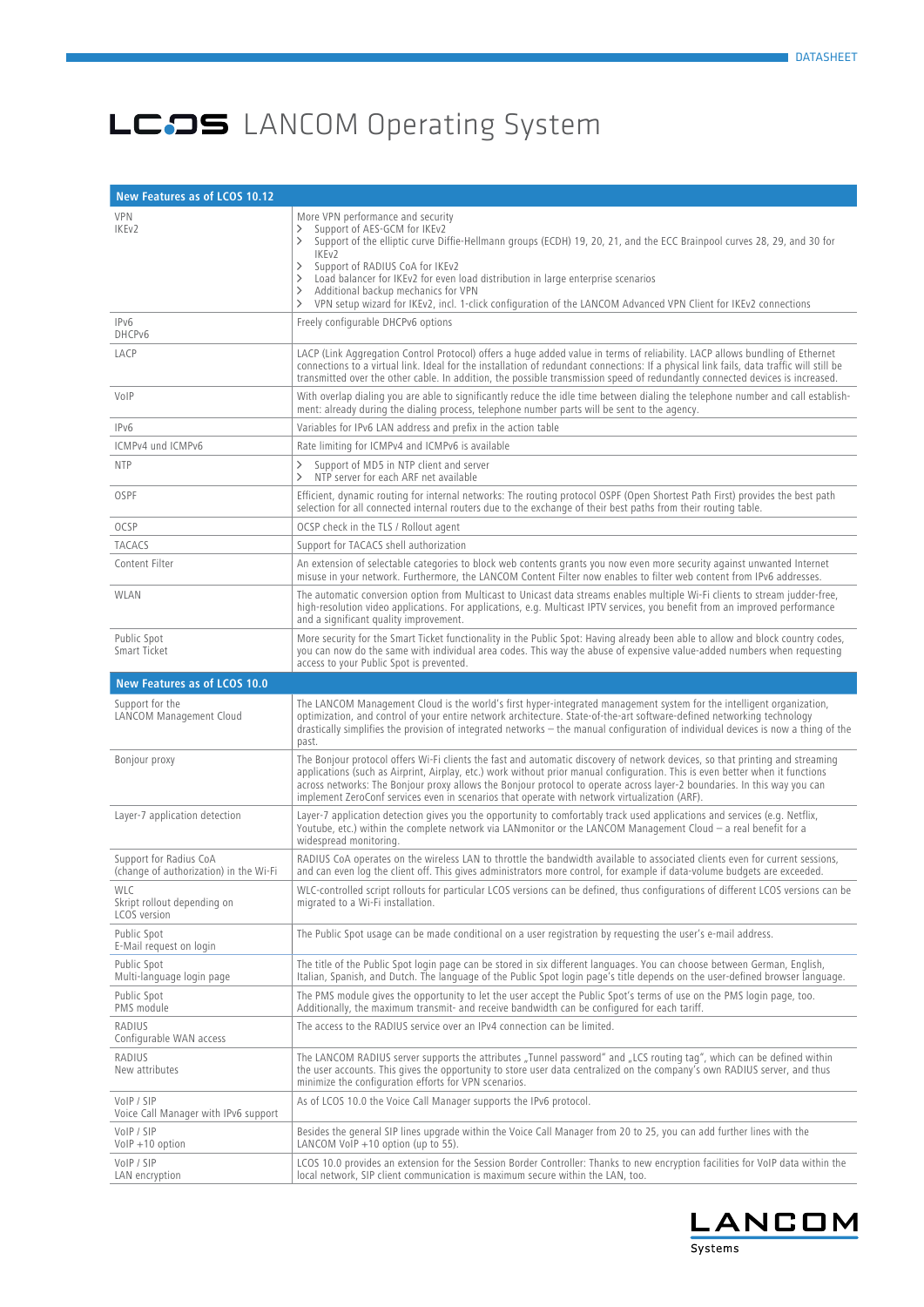# LCOS LANCOM Operating System

| New Features as of LCOS 10.12 | |
|---|---|
| VPN<br>IKEv2 | More VPN performance and security<br>> Support of AES-GCM for IKEv2<br>> Support of the elliptic curve Diffie-Hellmann groups (ECDH) 19, 20, 21, and the ECC Brainpool curves 28, 29, and 30 for IKEv2<br>> Support of RADIUS CoA for IKEv2<br>> Load balancer for IKEv2 for even load distribution in large enterprise scenarios<br>> Additional backup mechanics for VPN<br>> VPN setup wizard for IKEv2, incl. 1-click configuration of the LANCOM Advanced VPN Client for IKEv2 connections |
| IPv6<br>DHCPv6 | Freely configurable DHCPv6 options |
| LACP | LACP (Link Aggregation Control Protocol) offers a huge added value in terms of reliability. LACP allows bundling of Ethernet connections to a virtual link. Ideal for the installation of redundant connections: If a physical link fails, data traffic will still be transmitted over the other cable. In addition, the possible transmission speed of redundantly connected devices is increased. |
| VoIP | With overlap dialing you are able to significantly reduce the idle time between dialing the telephone number and call establishment: already during the dialing process, telephone number parts will be sent to the agency. |
| IPv6 | Variables for IPv6 LAN address and prefix in the action table |
| ICMPv4 und ICMPv6 | Rate limiting for ICMPv4 and ICMPv6 is available |
| NTP | > Support of MD5 in NTP client and server<br>> NTP server for each ARF net available |
| OSPF | Efficient, dynamic routing for internal networks: The routing protocol OSPF (Open Shortest Path First) provides the best path selection for all connected internal routers due to the exchange of their best paths from their routing table. |
| OCSP | OCSP check in the TLS / Rollout agent |
| TACACS | Support for TACACS shell authorization |
| Content Filter | An extension of selectable categories to block web contents grants you now even more security against unwanted Internet misuse in your network. Furthermore, the LANCOM Content Filter now enables to filter web content from IPv6 addresses. |
| WLAN | The automatic conversion option from Multicast to Unicast data streams enables multiple Wi-Fi clients to stream judder-free, high-resolution video applications. For applications, e.g. Multicast IPTV services, you benefit from an improved performance and a significant quality improvement. |
| Public Spot<br>Smart Ticket | More security for the Smart Ticket functionality in the Public Spot: Having already been able to allow and block country codes, you can now do the same with individual area codes. This way the abuse of expensive value-added numbers when requesting access to your Public Spot is prevented. |
| **New Features as of LCOS 10.0** | |
| Support for the<br>LANCOM Management Cloud | The LANCOM Management Cloud is the world's first hyper-integrated management system for the intelligent organization, optimization, and control of your entire network architecture. State-of-the-art software-defined networking technology drastically simplifies the provision of integrated networks – the manual configuration of individual devices is now a thing of the past. |
| Bonjour proxy | The Bonjour protocol offers Wi-Fi clients the fast and automatic discovery of network devices, so that printing and streaming applications (such as Airprint, Airplay, etc.) work without prior manual configuration. This is even better when it functions across networks: The Bonjour proxy allows the Bonjour protocol to operate across layer-2 boundaries. In this way you can implement ZeroConf services even in scenarios that operate with network virtualization (ARF). |
| Layer-7 application detection | Layer-7 application detection gives you the opportunity to comfortably track used applications and services (e.g. Netflix, Youtube, etc.) within the complete network via LANmonitor or the LANCOM Management Cloud – a real benefit for a widespread monitoring. |
| Support for Radius CoA<br>(change of authorization) in the Wi-Fi | RADIUS CoA operates on the wireless LAN to throttle the bandwidth available to associated clients even for current sessions, and can even log the client off. This gives administrators more control, for example if data-volume budgets are exceeded. |
| WLC<br>Skript rollout depending on<br>LCOS version | WLC-controlled script rollouts for particular LCOS versions can be defined, thus configurations of different LCOS versions can be migrated to a Wi-Fi installation. |
| Public Spot<br>E-Mail request on login | The Public Spot usage can be made conditional on a user registration by requesting the user's e-mail address. |
| Public Spot<br>Multi-language login page | The title of the Public Spot login page can be stored in six different languages. You can choose between German, English, Italian, Spanish, and Dutch. The language of the Public Spot login page's title depends on the user-defined browser language. |
| Public Spot<br>PMS module | The PMS module gives the opportunity to let the user accept the Public Spot's terms of use on the PMS login page, too. Additionally, the maximum transmit- and receive bandwidth can be configured for each tariff. |
| RADIUS<br>Configurable WAN access | The access to the RADIUS service over an IPv4 connection can be limited. |
| RADIUS<br>New attributes | The LANCOM RADIUS server supports the attributes „Tunnel password" and „LCS routing tag", which can be defined within the user accounts. This gives the opportunity to store user data centralized on the company's own RADIUS server, and thus minimize the configuration efforts for VPN scenarios. |
| VoIP / SIP<br>Voice Call Manager with IPv6 support | As of LCOS 10.0 the Voice Call Manager supports the IPv6 protocol. |
| VoIP / SIP<br>VoIP +10 option | Besides the general SIP lines upgrade within the Voice Call Manager from 20 to 25, you can add further lines with the LANCOM VoIP +10 option (up to 55). |
| VoIP / SIP<br>LAN encryption | LCOS 10.0 provides an extension for the Session Border Controller: Thanks to new encryption facilities for VoIP data within the local network, SIP client communication is maximum secure within the LAN, too. |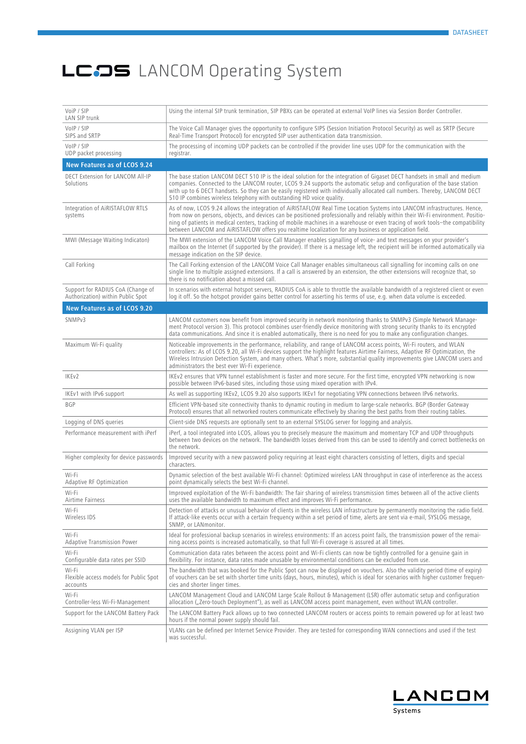# LCOS LANCOM Operating System

| | |
|---|---|
| VoIP / SIP<br>LAN SIP trunk | Using the internal SIP trunk termination, SIP PBXs can be operated at external VoIP lines via Session Border Controller. |
| VoIP / SIP<br>SIPS and SRTP | The Voice Call Manager gives the opportunity to configure SIPS (Session Initiation Protocol Security) as well as SRTP (Secure Real-Time Transport Protocol) for encrypted SIP user authentication data transmission. |
| VoIP / SIP<br>UDP packet processing | The processing of incoming UDP packets can be controlled if the provider line uses UDP for the communication with the registrar. |
| **New Features as of LCOS 9.24** | |
| DECT Extension for LANCOM All-IP Solutions | The base station LANCOM DECT 510 IP is the ideal solution for the integration of Gigaset DECT handsets in small and medium companies. Connected to the LANCOM router, LCOS 9.24 supports the automatic setup and configuration of the base station with up to 6 DECT handsets. So they can be easily registered with individually allocated call numbers. Thereby, LANCOM DECT 510 IP combines wireless telephony with outstanding HD voice quality. |
| Integration of AiRISTAFLOW RTLS systems | As of now, LCOS 9.24 allows the integration of AiRISTAFLOW Real Time Location Systems into LANCOM infrastructures. Hence, from now on persons, objects, and devices can be positioned professionally and reliably within their Wi-Fi environment. Positioning of patients in medical centers, tracking of mobile machines in a warehouse or even tracing of work tools—the compatibility between LANCOM and AiRISTAFLOW offers you realtime localization for any business or application field. |
| MWI (Message Waiting Indicaton) | The MWI extension of the LANCOM Voice Call Manager enables signalling of voice- and text messages on your provider's mailbox on the Internet (if supported by the provider). If there is a message left, the recipient will be informed automatically via message indication on the SIP device. |
| Call Forking | The Call Forking extension of the LANCOM Voice Call Manager enables simultaneous call signalling for incoming calls on one single line to multiple assigned extensions. If a call is answered by an extension, the other extensions will recognize that, so there is no notification about a missed call. |
| Support for RADIUS CoA (Change of Authorization) within Public Spot | In scenarios with external hotspot servers, RADIUS CoA is able to throttle the available bandwidth of a registered client or even log it off. So the hotspot provider gains better control for asserting his terms of use, e.g. when data volume is exceeded. |
| **New Features as of LCOS 9.20** | |
| SNMPv3 | LANCOM customers now benefit from improved security in network monitoring thanks to SNMPv3 (Simple Network Management Protocol version 3). This protocol combines user-friendly device monitoring with strong security thanks to its encrypted data communications. And since it is enabled automatically, there is no need for you to make any configuration changes. |
| Maximum Wi-Fi quality | Noticeable improvements in the performance, reliability, and range of LANCOM access points, Wi-Fi routers, and WLAN controllers: As of LCOS 9.20, all Wi-Fi devices support the highlight features Airtime Fairness, Adaptive RF Optimization, the Wireless Intrusion Detection System, and many others. What's more, substantial quality improvements give LANCOM users and administrators the best ever Wi-Fi experience. |
| IKEv2 | IKEv2 ensures that VPN tunnel establishment is faster and more secure. For the first time, encrypted VPN networking is now possible between IPv6-based sites, including those using mixed operation with IPv4. |
| IKEv1 with IPv6 support | As well as supporting IKEv2, LCOS 9.20 also supports IKEv1 for negotiating VPN connections between IPv6 networks. |
| BGP | Efficient VPN-based site connectivity thanks to dynamic routing in medium to large-scale networks. BGP (Border Gateway Protocol) ensures that all networked routers communicate effectively by sharing the best paths from their routing tables. |
| Logging of DNS queries | Client-side DNS requests are optionally sent to an external SYSLOG server for logging and analysis. |
| Performance measurement with iPerf | iPerf, a tool integrated into LCOS, allows you to precisely measure the maximum and momentary TCP and UDP throughputs between two devices on the network. The bandwidth losses derived from this can be used to identify and correct bottlenecks on the network. |
| Higher complexity for device passwords | Improved security with a new password policy requiring at least eight characters consisting of letters, digits and special characters. |
| Wi-Fi<br>Adaptive RF Optimization | Dynamic selection of the best available Wi-Fi channel: Optimized wireless LAN throughput in case of interference as the access point dynamically selects the best Wi-Fi channel. |
| Wi-Fi<br>Airtime Fairness | Improved exploitation of the Wi-Fi bandwidth: The fair sharing of wireless transmission times between all of the active clients uses the available bandwidth to maximum effect and improves Wi-Fi performance. |
| Wi-Fi<br>Wireless IDS | Detection of attacks or unusual behavior of clients in the wireless LAN infrastructure by permanently monitoring the radio field. If attack-like events occur with a certain frequency within a set period of time, alerts are sent via e-mail, SYSLOG message, SNMP, or LANmonitor. |
| Wi-Fi<br>Adaptive Transmission Power | Ideal for professional backup scenarios in wireless environments: If an access point fails, the transmission power of the remaining access points is increased automatically, so that full Wi-Fi coverage is assured at all times. |
| Wi-Fi<br>Configurable data rates per SSID | Communication data rates between the access point and Wi-Fi clients can now be tightly controlled for a genuine gain in flexibility. For instance, data rates made unusable by environmental conditions can be excluded from use. |
| Wi-Fi<br>Flexible access models for Public Spot accounts | The bandwidth that was booked for the Public Spot can now be displayed on vouchers. Also the validity period (time of expiry) of vouchers can be set with shorter time units (days, hours, minutes), which is ideal for scenarios with higher customer frequencies and shorter linger times. |
| Wi-Fi<br>Controller-less Wi-Fi-Management | LANCOM Management Cloud and LANCOM Large Scale Rollout & Management (LSR) offer automatic setup and configuration allocation („Zero-touch Deployment"), as well as LANCOM access point management, even without WLAN controller. |
| Support for the LANCOM Battery Pack | The LANCOM Battery Pack allows up to two connected LANCOM routers or access points to remain powered up for at least two hours if the normal power supply should fail. |
| Assigning VLAN per ISP | VLANs can be defined per Internet Service Provider. They are tested for corresponding WAN connections and used if the test was successful. |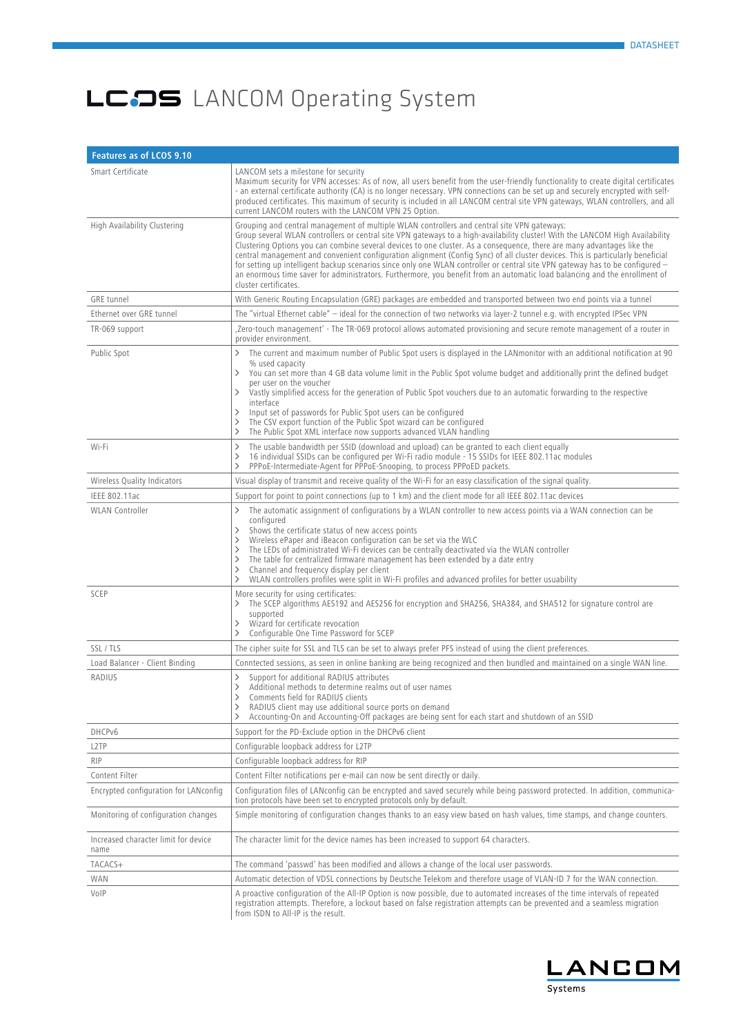# LCOS LANCOM Operating System

| Features as of LCOS 9.10 | |
|---|---|
| Smart Certificate | LANCOM sets a milestone for security<br>Maximum security for VPN accesses: As of now, all users benefit from the user-friendly functionality to create digital certificates - an external certificate authority (CA) is no longer necessary. VPN connections can be set up and securely encrypted with self-produced certificates. This maximum of security is included in all LANCOM central site VPN gateways, WLAN controllers, and all current LANCOM routers with the LANCOM VPN 25 Option. |
| High Availability Clustering | Grouping and central management of multiple WLAN controllers and central site VPN gateways:<br>Group several WLAN controllers or central site VPN gateways to a high-availability cluster! With the LANCOM High Availability Clustering Options you can combine several devices to one cluster. As a consequence, there are many advantages like the central management and convenient configuration alignment (Config Sync) of all cluster devices. This is particularly beneficial for setting up intelligent backup scenarios since only one WLAN controller or central site VPN gateway has to be configured – an enormous time saver for administrators. Furthermore, you benefit from an automatic load balancing and the enrollment of cluster certificates. |
| GRE tunnel | With Generic Routing Encapsulation (GRE) packages are embedded and transported between two end points via a tunnel |
| Ethernet over GRE tunnel | The "virtual Ethernet cable" – ideal for the connection of two networks via layer-2 tunnel e.g. with encrypted IPSec VPN |
| TR-069 support | ‚Zero-touch management' - The TR-069 protocol allows automated provisioning and secure remote management of a router in provider environment. |
| Public Spot | > The current and maximum number of Public Spot users is displayed in the LANmonitor with an additional notification at 90 % used capacity<br>> You can set more than 4 GB data volume limit in the Public Spot volume budget and additionally print the defined budget per user on the voucher<br>> Vastly simplified access for the generation of Public Spot vouchers due to an automatic forwarding to the respective interface<br>> Input set of passwords for Public Spot users can be configured<br>> The CSV export function of the Public Spot wizard can be configured<br>> The Public Spot XML interface now supports advanced VLAN handling |
| Wi-Fi | > The usable bandwidth per SSID (download and upload) can be granted to each client equally<br>> 16 individual SSIDs can be configured per Wi-Fi radio module - 15 SSIDs for IEEE 802.11ac modules<br>> PPPoE-Intermediate-Agent for PPPoE-Snooping, to process PPPoED packets. |
| Wireless Quality Indicators | Visual display of transmit and receive quality of the Wi-Fi for an easy classification of the signal quality. |
| IEEE 802.11ac | Support for point to point connections (up to 1 km) and the client mode for all IEEE 802.11ac devices |
| WLAN Controller | > The automatic assignment of configurations by a WLAN controller to new access points via a WAN connection can be configured<br>> Shows the certificate status of new access points<br>> Wireless ePaper and iBeacon configuration can be set via the WLC<br>> The LEDs of administrated Wi-Fi devices can be centrally deactivated via the WLAN controller<br>> The table for centralized firmware management has been extended by a date entry<br>> Channel and frequency display per client<br>> WLAN controllers profiles were split in Wi-Fi profiles and advanced profiles for better usability |
| SCEP | More security for using certificates:<br>> The SCEP algorithms AES192 and AES256 for encryption and SHA256, SHA384, and SHA512 for signature control are supported<br>> Wizard for certificate revocation<br>> Configurable One Time Password for SCEP |
| SSL / TLS | The cipher suite for SSL and TLS can be set to always prefer PFS instead of using the client preferences. |
| Load Balancer - Client Binding | Conntected sessions, as seen in online banking are being recognized and then bundled and maintained on a single WAN line. |
| RADIUS | > Support for additional RADIUS attributes<br>> Additional methods to determine realms out of user names<br>> Comments field for RADIUS clients<br>> RADIUS client may use additional source ports on demand<br>> Accounting-On and Accounting-Off packages are being sent for each start and shutdown of an SSID |
| DHCPv6 | Support for the PD-Exclude option in the DHCPv6 client |
| L2TP | Configurable loopback address for L2TP |
| RIP | Configurable loopback address for RIP |
| Content Filter | Content Filter notifications per e-mail can now be sent directly or daily. |
| Encrypted configuration for LANconfig | Configuration files of LANconfig can be encrypted and saved securely while being password protected. In addition, communication protocols have been set to encrypted protocols only by default. |
| Monitoring of configuration changes | Simple monitoring of configuration changes thanks to an easy view based on hash values, time stamps, and change counters. |
| Increased character limit for device name | The character limit for the device names has been increased to support 64 characters. |
| TACACS+ | The command 'passwd' has been modified and allows a change of the local user passwords. |
| WAN | Automatic detection of VDSL connections by Deutsche Telekom and therefore usage of VLAN-ID 7 for the WAN connection. |
| VoIP | A proactive configuration of the All-IP Option is now possible, due to automated increases of the time intervals of repeated registration attempts. Therefore, a lockout based on false registration attempts can be prevented and a seamless migration from ISDN to All-IP is the result. |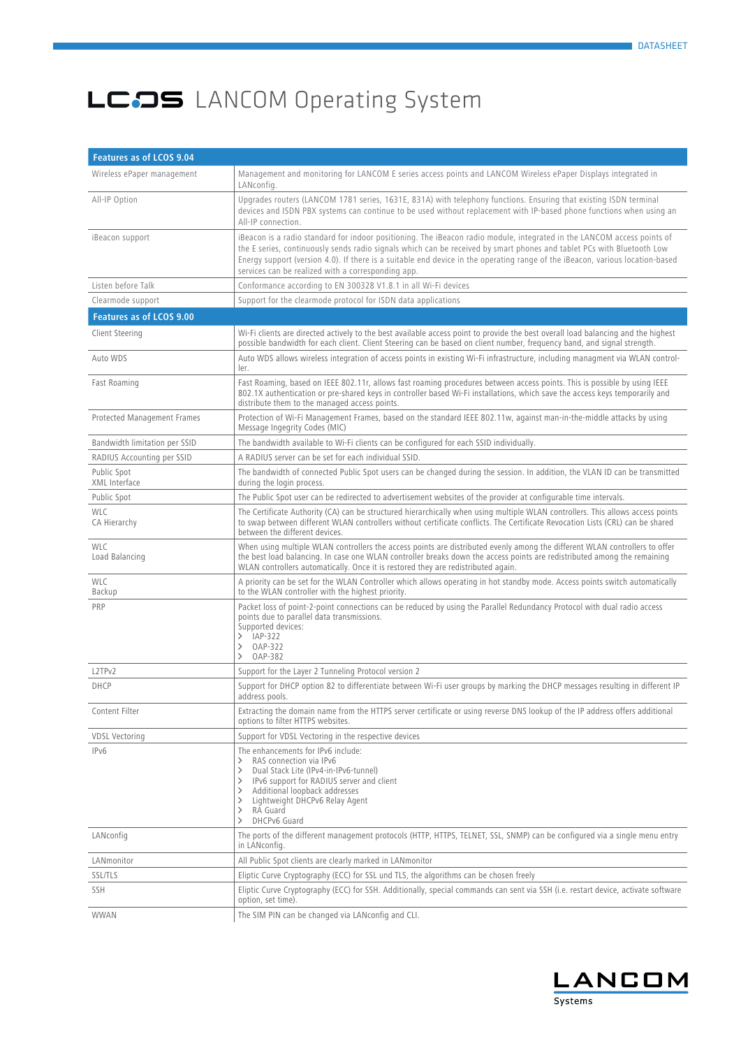# LCOS LANCOM Operating System

| Features as of LCOS 9.04 | |
|---|---|
| Wireless ePaper management | Management and monitoring for LANCOM E series access points and LANCOM Wireless ePaper Displays integrated in LANconfig. |
| All-IP Option | Upgrades routers (LANCOM 1781 series, 1631E, 831A) with telephony functions. Ensuring that existing ISDN terminal devices and ISDN PBX systems can continue to be used without replacement with IP-based phone functions when using an All-IP connection. |
| iBeacon support | iBeacon is a radio standard for indoor positioning. The iBeacon radio module, integrated in the LANCOM access points of the E series, continuously sends radio signals which can be received by smart phones and tablet PCs with Bluetooth Low Energy support (version 4.0). If there is a suitable end device in the operating range of the iBeacon, various location-based services can be realized with a corresponding app. |
| Listen before Talk | Conformance according to EN 300328 V1.8.1 in all Wi-Fi devices |
| Clearmode support | Support for the clearmode protocol for ISDN data applications |
| **Features as of LCOS 9.00** | |
| Client Steering | Wi-Fi clients are directed actively to the best available access point to provide the best overall load balancing and the highest possible bandwidth for each client. Client Steering can be based on client number, frequency band, and signal strength. |
| Auto WDS | Auto WDS allows wireless integration of access points in existing Wi-Fi infrastructure, including managment via WLAN controller. |
| Fast Roaming | Fast Roaming, based on IEEE 802.11r, allows fast roaming procedures between access points. This is possible by using IEEE 802.1X authentication or pre-shared keys in controller based Wi-Fi installations, which save the access keys temporarily and distribute them to the managed access points. |
| Protected Management Frames | Protection of Wi-Fi Management Frames, based on the standard IEEE 802.11w, against man-in-the-middle attacks by using Message Ingegrity Codes (MIC) |
| Bandwidth limitation per SSID | The bandwidth available to Wi-Fi clients can be configured for each SSID individually. |
| RADIUS Accounting per SSID | A RADIUS server can be set for each individual SSID. |
| Public Spot XML Interface | The bandwidth of connected Public Spot users can be changed during the session. In addition, the VLAN ID can be transmitted during the login process. |
| Public Spot | The Public Spot user can be redirected to advertisement websites of the provider at configurable time intervals. |
| WLC CA Hierarchy | The Certificate Authority (CA) can be structured hierarchically when using multiple WLAN controllers. This allows access points to swap between different WLAN controllers without certificate conflicts. The Certificate Revocation Lists (CRL) can be shared between the different devices. |
| WLC Load Balancing | When using multiple WLAN controllers the access points are distributed evenly among the different WLAN controllers to offer the best load balancing. In case one WLAN controller breaks down the access points are redistributed among the remaining WLAN controllers automatically. Once it is restored they are redistributed again. |
| WLC Backup | A priority can be set for the WLAN Controller which allows operating in hot standby mode. Access points switch automatically to the WLAN controller with the highest priority. |
| PRP | Packet loss of point-2-point connections can be reduced by using the Parallel Redundancy Protocol with dual radio access points due to parallel data transmissions.<br>Supported devices:<br>> IAP-322<br>> OAP-322<br>> OAP-382 |
| L2TPv2 | Support for the Layer 2 Tunneling Protocol version 2 |
| DHCP | Support for DHCP option 82 to differentiate between Wi-Fi user groups by marking the DHCP messages resulting in different IP address pools. |
| Content Filter | Extracting the domain name from the HTTPS server certificate or using reverse DNS lookup of the IP address offers additional options to filter HTTPS websites. |
| VDSL Vectoring | Support for VDSL Vectoring in the respective devices |
| IPv6 | The enhancements for IPv6 include:<br>> RAS connection via IPv6<br>> Dual Stack Lite (IPv4-in-IPv6-tunnel)<br>> IPv6 support for RADIUS server and client<br>> Additional loopback addresses<br>> Lightweight DHCPv6 Relay Agent<br>> RA Guard<br>> DHCPv6 Guard |
| LANconfig | The ports of the different management protocols (HTTP, HTTPS, TELNET, SSL, SNMP) can be configured via a single menu entry in LANconfig. |
| LANmonitor | All Public Spot clients are clearly marked in LANmonitor |
| SSL/TLS | Eliptic Curve Cryptography (ECC) for SSL und TLS, the algorithms can be chosen freely |
| SSH | Eliptic Curve Cryptography (ECC) for SSH. Additionally, special commands can sent via SSH (i.e. restart device, activate software option, set time). |
| WWAN | The SIM PIN can be changed via LANconfig and CLI. |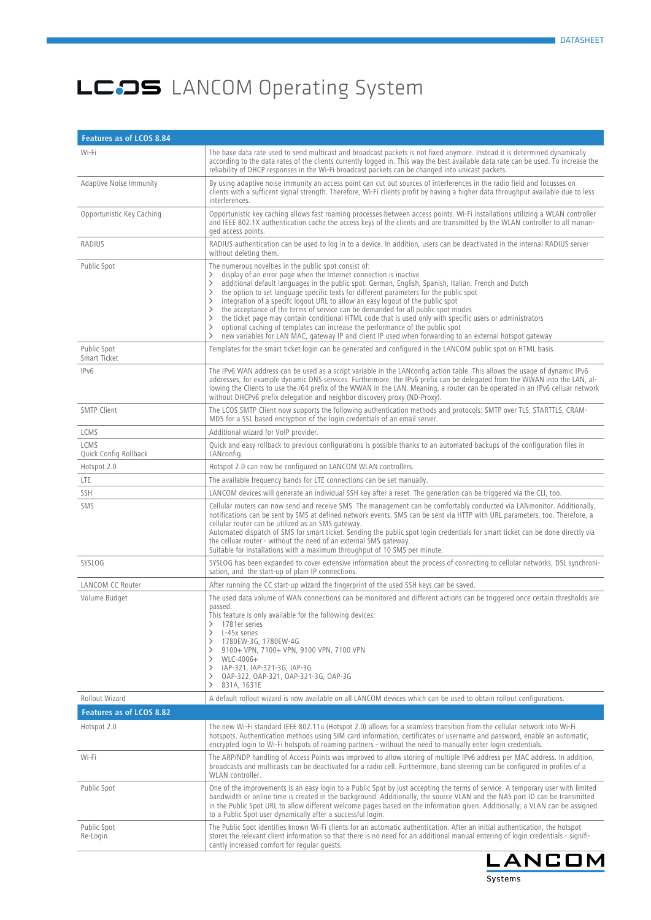# LCOS LANCOM Operating System

| Features as of LCOS 8.84 | |
|---|---|
| Wi-Fi | The base data rate used to send multicast and broadcast packets is not fixed anymore. Instead it is determined dynamically according to the data rates of the clients currently logged in. This way the best available data rate can be used. To increase the reliability of DHCP responses in the Wi-Fi broadcast packets can be changed into unicast packets. |
| Adaptive Noise Immunity | By using adaptive noise immunity an access point can cut out sources of interferences in the radio field and focusses on clients with a sufficent signal strength. Therefore, Wi-Fi clients profit by having a higher data throughput available due to less interferences. |
| Opportunistic Key Caching | Opportunistic key caching allows fast roaming processes between access points. Wi-Fi installations utilizing a WLAN controller and IEEE 802.1X authentication cache the access keys of the clients and are transmitted by the WLAN controller to all managed access points. |
| RADIUS | RADIUS authentication can be used to log in to a device. In addition, users can be deactivated in the internal RADIUS server without deleting them. |
| Public Spot | The numerous novelties in the public spot consist of:<br>› display of an error page when the Internet connection is inactive<br>› additional default languages in the public spot: German, English, Spanish, Italian, French and Dutch<br>› the option to set language specific texts for different parameters for the public spot<br>› integration of a specifc logout URL to allow an easy logout of the public spot<br>› the acceptance of the terms of service can be demanded for all public spot modes<br>› the ticket page may contain conditional HTML code that is used only with specific users or administrators<br>› optional caching of templates can increase the performance of the public spot<br>› new variables for LAN MAC, gateway IP and client IP used when forwarding to an external hotspot gateway |
| Public Spot Smart Ticket | Templates for the smart ticket login can be generated and configured in the LANCOM public spot on HTML basis. |
| IPv6 | The IPv6 WAN address can be used as a script variable in the LANconfig action table. This allows the usage of dynamic IPv6 addresses, for example dynamic DNS services. Furthermore, the IPv6 prefix can be delegated from the WWAN into the LAN, allowing the Clients to use the /64 prefix of the WWAN in the LAN. Meaning, a router can be operated in an IPv6 cellular network without DHCPv6 prefix delegation and neighbor discovery proxy (ND-Proxy). |
| SMTP Client | The LCOS SMTP Client now supports the following authentication methods and protocols: SMTP over TLS, STARTTLS, CRAM-MD5 for a SSL based encryption of the login credentials of an email server. |
| LCMS | Additional wizard for VoIP provider. |
| LCMS Quick Config Rollback | Quick and easy rollback to previous configurations is possible thanks to an automated backups of the configuration files in LANconfig. |
| Hotspot 2.0 | Hotspot 2.0 can now be configured on LANCOM WLAN controllers. |
| LTE | The available frequency bands for LTE connections can be set manually. |
| SSH | LANCOM devices will generate an individual SSH key after a reset. The generation can be triggered via the CLI, too. |
| SMS | Cellular routers can now send and receive SMS. The management can be comfortably conducted via LANmonitor. Additionally, notifications can be sent by SMS at defined network events. SMS can be sent via HTTP with URL parameters, too. Therefore, a cellular router can be utilized as an SMS gateway.<br>Automated dispatch of SMS for smart ticket. Sending the public spot login credentials for smart ticket can be done directly via the celluar router - without the need of an external SMS gateway.<br>Suitable for installations with a maximum throughput of 10 SMS per minute. |
| SYSLOG | SYSLOG has been expanded to cover extensive information about the process of connecting to cellular networks, DSL synchronisation, and the start-up of plain IP connections. |
| LANCOM CC Router | After running the CC start-up wizard the fingerprint of the used SSH keys can be saved. |
| Volume Budget | The used data volume of WAN connections can be monitored and different actions can be triggered once certain thresholds are passed.<br>This feature is only available for the following devices:<br>› 1781er series<br>› L-45x series<br>› 1780EW-3G, 1780EW-4G<br>› 9100+ VPN, 7100+ VPN, 9100 VPN, 7100 VPN<br>› WLC-4006+<br>› IAP-321, IAP-321-3G, IAP-3G<br>› OAP-322, OAP-321, OAP-321-3G, OAP-3G<br>› 831A, 1631E |
| Rollout Wizard | A default rollout wizard is now available on all LANCOM devices which can be used to obtain rollout configurations. |
| **Features as of LCOS 8.82** | |
| Hotspot 2.0 | The new Wi-Fi standard IEEE 802.11u (Hotspot 2.0) allows for a seamless transition from the cellular network into Wi-Fi hotspots. Authentication methods using SIM card information, certificates or username and password, enable an automatic, encrypted login to Wi-Fi hotspots of roaming partners - without the need to manually enter login credentials. |
| Wi-Fi | The ARP/NDP handling of Access Points was improved to allow storing of multiple IPv6 address per MAC address. In addition, broadcasts and multicasts can be deactivated for a radio cell. Furthermore, band steering can be configured in profiles of a WLAN controller. |
| Public Spot | One of the improvements is an easy login to a Public Spot by just accepting the terms of service. A temporary user with limited bandwidth or online time is created in the background. Additionally, the source VLAN and the NAS port ID can be transmitted in the Public Spot URL to allow different welcome pages based on the information given. Additionally, a VLAN can be assigned to a Public Spot user dynamically after a successful login. |
| Public Spot Re-Login | The Public Spot identifies known Wi-Fi clients for an automatic authentication. After an initial authentication, the hotspot stores the relevant client information so that there is no need for an additional manual entering of login credentials - significantly increased comfort for regular guests. |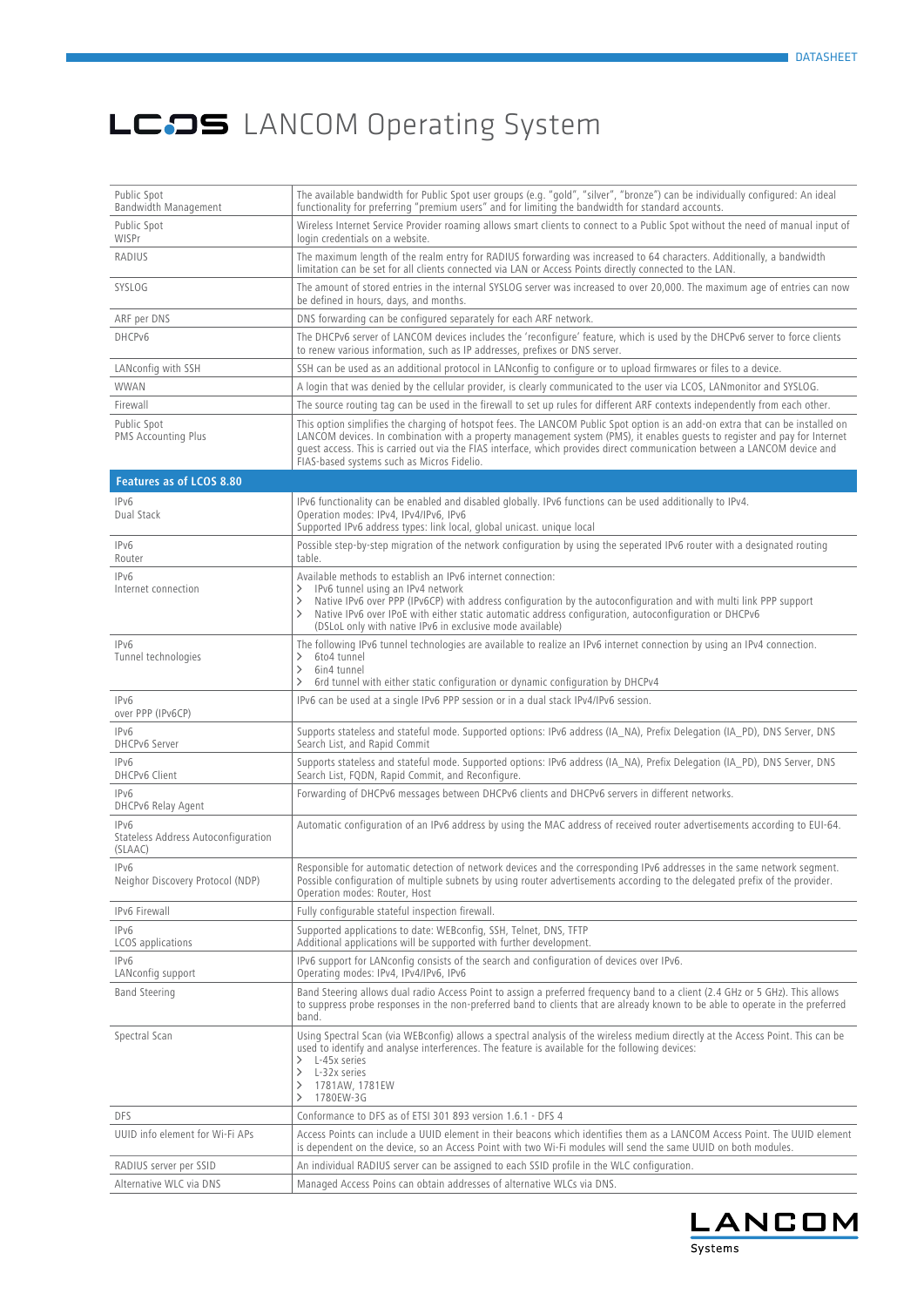# LCOS LANCOM Operating System

| | |
|---|---|
| Public Spot<br>Bandwidth Management | The available bandwidth for Public Spot user groups (e.g. "gold", "silver", "bronze") can be individually configured: An ideal functionality for preferring "premium users" and for limiting the bandwidth for standard accounts. |
| Public Spot<br>WISPr | Wireless Internet Service Provider roaming allows smart clients to connect to a Public Spot without the need of manual input of login credentials on a website. |
| RADIUS | The maximum length of the realm entry for RADIUS forwarding was increased to 64 characters. Additionally, a bandwidth limitation can be set for all clients connected via LAN or Access Points directly connected to the LAN. |
| SYSLOG | The amount of stored entries in the internal SYSLOG server was increased to over 20,000. The maximum age of entries can now be defined in hours, days, and months. |
| ARF per DNS | DNS forwarding can be configured separately for each ARF network. |
| DHCPv6 | The DHCPv6 server of LANCOM devices includes the 'reconfigure' feature, which is used by the DHCPv6 server to force clients to renew various information, such as IP addresses, prefixes or DNS server. |
| LANconfig with SSH | SSH can be used as an additional protocol in LANconfig to configure or to upload firmwares or files to a device. |
| WWAN | A login that was denied by the cellular provider, is clearly communicated to the user via LCOS, LANmonitor and SYSLOG. |
| Firewall | The source routing tag can be used in the firewall to set up rules for different ARF contexts independently from each other. |
| Public Spot<br>PMS Accounting Plus | This option simplifies the charging of hotspot fees. The LANCOM Public Spot option is an add-on extra that can be installed on LANCOM devices. In combination with a property management system (PMS), it enables guests to register and pay for Internet guest access. This is carried out via the FIAS interface, which provides direct communication between a LANCOM device and FIAS-based systems such as Micros Fidelio. |
| **Features as of LCOS 8.80** | |
| IPv6<br>Dual Stack | IPv6 functionality can be enabled and disabled globally. IPv6 functions can be used additionally to IPv4.<br>Operation modes: IPv4, IPv4/IPv6, IPv6<br>Supported IPv6 address types: link local, global unicast. unique local |
| IPv6<br>Router | Possible step-by-step migration of the network configuration by using the seperated IPv6 router with a designated routing table. |
| IPv6<br>Internet connection | Available methods to establish an IPv6 internet connection:<br>› IPv6 tunnel using an IPv4 network<br>› Native IPv6 over PPP (IPv6CP) with address configuration by the autoconfiguration and with multi link PPP support<br>› Native IPv6 over IPoE with either static automatic address configuration, autoconfiguration or DHCPv6<br>(DSLoL only with native IPv6 in exclusive mode available) |
| IPv6<br>Tunnel technologies | The following IPv6 tunnel technologies are available to realize an IPv6 internet connection by using an IPv4 connection.<br>› 6to4 tunnel<br>› 6in4 tunnel<br>› 6rd tunnel with either static configuration or dynamic configuration by DHCPv4 |
| IPv6<br>over PPP (IPv6CP) | IPv6 can be used at a single IPv6 PPP session or in a dual stack IPv4/IPv6 session. |
| IPv6<br>DHCPv6 Server | Supports stateless and stateful mode. Supported options: IPv6 address (IA_NA), Prefix Delegation (IA_PD), DNS Server, DNS Search List, and Rapid Commit |
| IPv6<br>DHCPv6 Client | Supports stateless and stateful mode. Supported options: IPv6 address (IA_NA), Prefix Delegation (IA_PD), DNS Server, DNS Search List, FQDN, Rapid Commit, and Reconfigure. |
| IPv6<br>DHCPv6 Relay Agent | Forwarding of DHCPv6 messages between DHCPv6 clients and DHCPv6 servers in different networks. |
| IPv6<br>Stateless Address Autoconfiguration (SLAAC) | Automatic configuration of an IPv6 address by using the MAC address of received router advertisements according to EUI-64. |
| IPv6<br>Neighbor Discovery Protocol (NDP) | Responsible for automatic detection of network devices and the corresponding IPv6 addresses in the same network segment. Possible configuration of multiple subnets by using router advertisements according to the delegated prefix of the provider. Operation modes: Router, Host |
| IPv6 Firewall | Fully configurable stateful inspection firewall. |
| IPv6<br>LCOS applications | Supported applications to date: WEBconfig, SSH, Telnet, DNS, TFTP<br>Additional applications will be supported with further development. |
| IPv6<br>LANconfig support | IPv6 support for LANconfig consists of the search and configuration of devices over IPv6.<br>Operating modes: IPv4, IPv4/IPv6, IPv6 |
| Band Steering | Band Steering allows dual radio Access Point to assign a preferred frequency band to a client (2.4 GHz or 5 GHz). This allows to suppress probe responses in the non-preferred band to clients that are already known to be able to operate in the preferred band. |
| Spectral Scan | Using Spectral Scan (via WEBconfig) allows a spectral analysis of the wireless medium directly at the Access Point. This can be used to identify and analyse interferences. The feature is available for the following devices:<br>› L-45x series<br>› L-32x series<br>› 1781AW, 1781EW<br>› 1780EW-3G |
| DFS | Conformance to DFS as of ETSI 301 893 version 1.6.1 - DFS 4 |
| UUID info element for Wi-Fi APs | Access Points can include a UUID element in their beacons which identifies them as a LANCOM Access Point. The UUID element is dependent on the device, so an Access Point with two Wi-Fi modules will send the same UUID on both modules. |
| RADIUS server per SSID | An individual RADIUS server can be assigned to each SSID profile in the WLC configuration. |
| Alternative WLC via DNS | Managed Access Poins can obtain addresses of alternative WLCs via DNS. |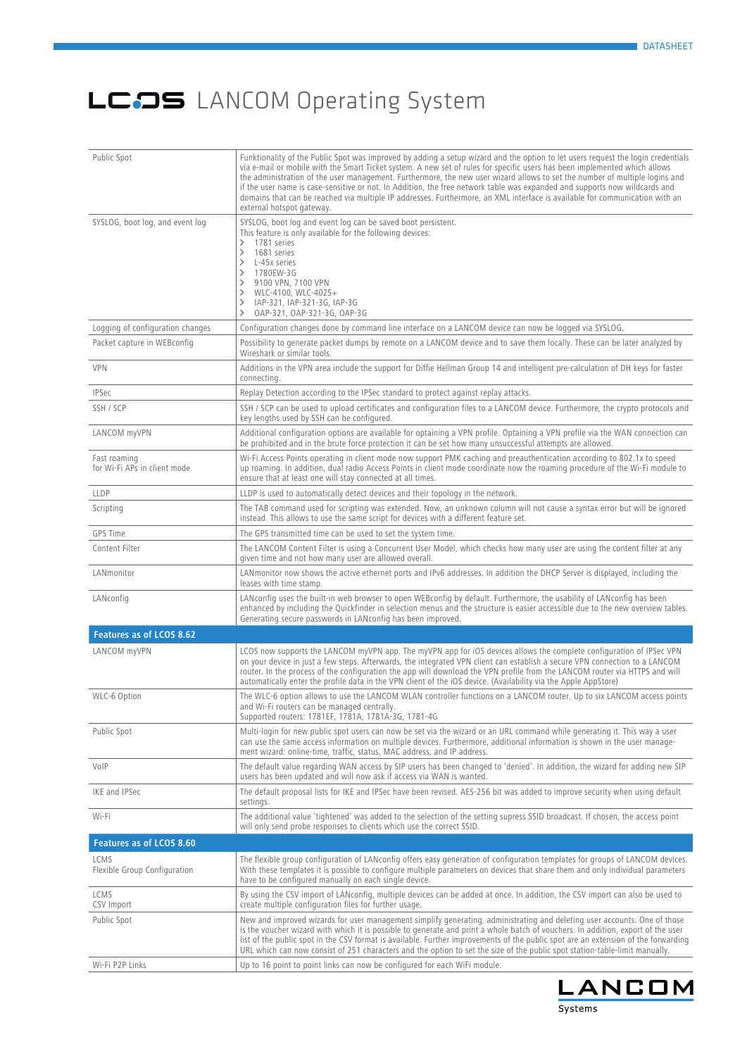# LCOS LANCOM Operating System

| | |
|---|---|
| Public Spot | Funktionality of the Public Spot was improved by adding a setup wizard and the option to let users request the login credentials via e-mail or mobile with the Smart Ticket system. A new set of rules for specific users has been implemented which allows the administration of the user management. Furthermore, the new user wizard allows to set the number of multiple logins and if the user name is case-sensitive or not. In Addition, the free network table was expanded and supports now wildcards and domains that can be reached via multiple IP addresses. Furthermore, an XML interface is available for communication with an external hotspot gateway. |
| SYSLOG, boot log, and event log | SYSLOG, boot log and event log can be saved boot persistent.<br>This feature is only available for the following devices:<br>› 1781 series<br>› 1681 series<br>› L-45x series<br>› 1780EW-3G<br>› 9100 VPN, 7100 VPN<br>› WLC-4100, WLC-4025+<br>› IAP-321, IAP-321-3G, IAP-3G<br>› OAP-321, OAP-321-3G, OAP-3G |
| Logging of configuration changes | Configuration changes done by command line interface on a LANCOM device can now be logged via SYSLOG. |
| Packet capture in WEBconfig | Possibility to generate packet dumps by remote on a LANCOM device and to save them locally. These can be later analyzed by Wireshark or similar tools. |
| VPN | Additions in the VPN area include the support for Diffie Hellman Group 14 and intelligent pre-calculation of DH keys for faster connecting. |
| IPSec | Replay Detection according to the IPSec standard to protect against replay attacks. |
| SSH / SCP | SSH / SCP can be used to upload certificates and configuration files to a LANCOM device. Furthermore, the crypto protocols and key lengths used by SSH can be configured. |
| LANCOM myVPN | Additional configuration options are available for optaining a VPN profile. Optaining a VPN profile via the WAN connection can be prohibited and in the brute force protection it can be set how many unsuccessful attempts are allowed. |
| Fast roaming for Wi-Fi APs in client mode | Wi-Fi Access Points operating in client mode now support PMK caching and preauthentication according to 802.1x to speed up roaming. In addition, dual radio Access Points in client mode coordinate now the roaming procedure of the Wi-Fi module to ensure that at least one will stay connected at all times. |
| LLDP | LLDP is used to automatically detect devices and their topology in the network. |
| Scripting | The TAB command used for scripting was extended. Now, an unknown column will not cause a syntax error but will be ignored instead. This allows to use the same script for devices with a different feature set. |
| GPS Time | The GPS transmitted time can be used to set the system time. |
| Content Filter | The LANCOM Content Filter is using a Concurrent User Model, which checks how many user are using the content filter at any given time and not how many user are allowed overall. |
| LANmonitor | LANmonitor now shows the active ethernet ports and IPv6 addresses. In addition the DHCP Server is displayed, including the leases with time stamp. |
| LANconfig | LANconfig uses the built-in web browser to open WEBconfig by default. Furthermore, the usability of LANconfig has been enhanced by including the Quickfinder in selection menus and the structure is easier accessible due to the new overview tables. Generating secure passwords in LANconfig has been improved. |
| **Features as of LCOS 8.62** | |
| LANCOM myVPN | LCOS now supports the LANCOM myVPN app. The myVPN app for iOS devices allows the complete configuration of IPSec VPN on your device in just a few steps. Afterwards, the integrated VPN client can establish a secure VPN connection to a LANCOM router. In the process of the configuration the app will download the VPN profile from the LANCOM router via HTTPS and will automatically enter the profile data in the VPN client of the iOS device. (Availability via the Apple AppStore) |
| WLC-6 Option | The WLC-6 option allows to use the LANCOM WLAN controller functions on a LANCOM router. Up to six LANCOM access points and Wi-Fi routers can be managed centrally.<br>Supported routers: 1781EF, 1781A, 1781A-3G, 1781-4G |
| Public Spot | Multi-login for new public spot users can now be set via the wizard or an URL command while generating it. This way a user can use the same access information on multiple devices. Furthermore, additional information is shown in the user management wizard: online-time, traffic, status, MAC address, and IP address. |
| VoIP | The default value regarding WAN access by SIP users has been changed to 'denied'. In addition, the wizard for adding new SIP users has been updated and will now ask if access via WAN is wanted. |
| IKE and IPSec | The default proposal lists for IKE and IPSec have been revised. AES-256 bit was added to improve security when using default settings. |
| Wi-Fi | The additional value 'tightened' was added to the selection of the setting supress SSID broadcast. If chosen, the access point will only send probe responses to clients which use the correct SSID. |
| **Features as of LCOS 8.60** | |
| LCMS Flexible Group Configuration | The flexible group configuration of LANconfig offers easy generation of configuration templates for groups of LANCOM devices. With these templates it is possible to configure multiple parameters on devices that share them and only individual parameters have to be configured manually on each single device. |
| LCMS CSV Import | By using the CSV import of LANconfig, multiple devices can be added at once. In addition, the CSV import can also be used to create multiple configuration files for further usage. |
| Public Spot | New and improved wizards for user management simplify generating, administrating and deleting user accounts. One of those is the voucher wizard with which it is possible to generate and print a whole batch of vouchers. In addition, export of the user list of the public spot in the CSV format is available. Further improvements of the public spot are an extension of the forwarding URL which can now consist of 251 characters and the option to set the size of the public spot station-table-limit manually. |
| Wi-Fi P2P Links | Up to 16 point to point links can now be configured for each WiFi module. |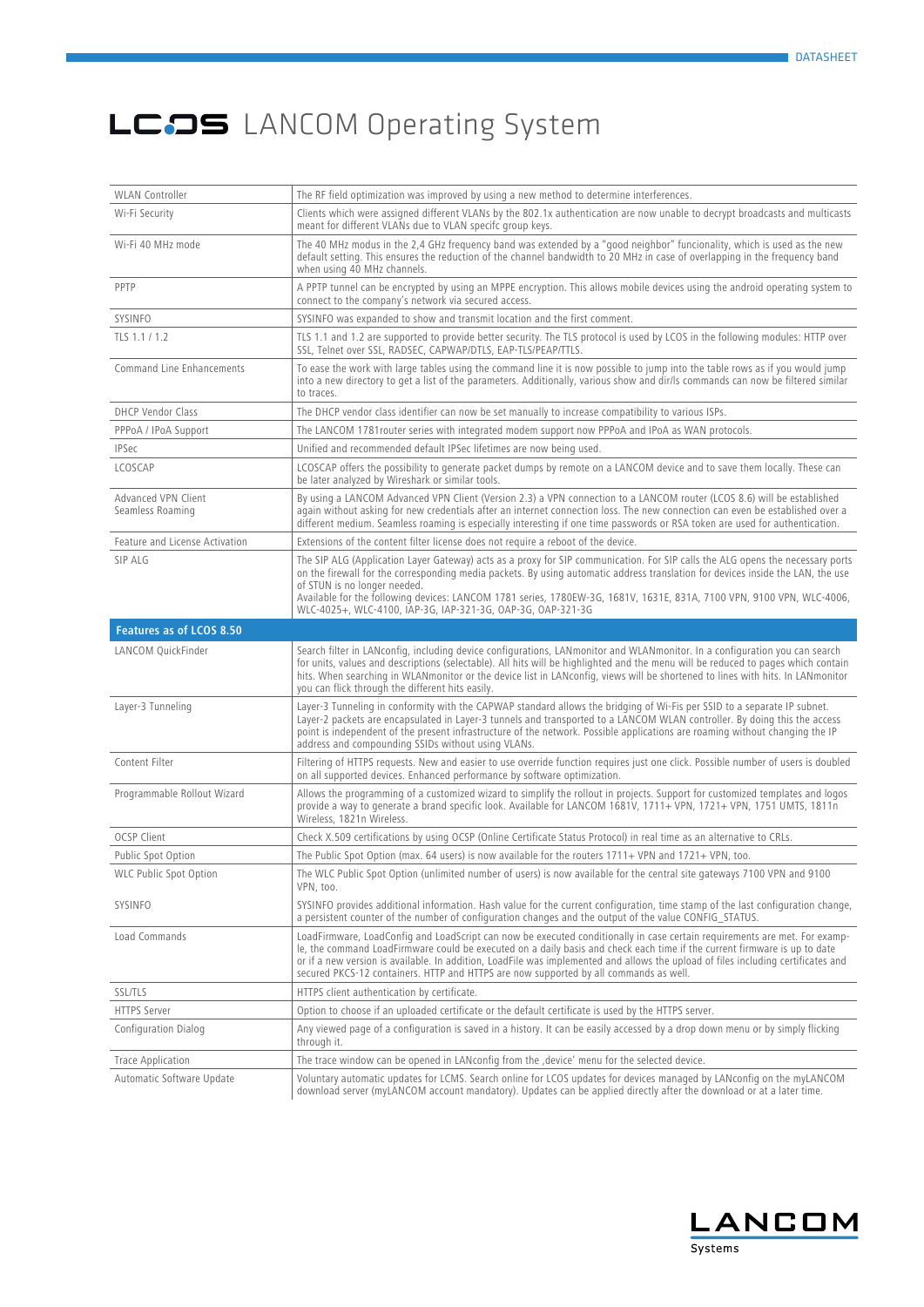# LCOS LANCOM Operating System

| | |
|---|---|
| WLAN Controller | The RF field optimization was improved by using a new method to determine interferences. |
| Wi-Fi Security | Clients which were assigned different VLANs by the 802.1x authentication are now unable to decrypt broadcasts and multicasts meant for different VLANs due to VLAN specifc group keys. |
| Wi-Fi 40 MHz mode | The 40 MHz modus in the 2,4 GHz frequency band was extended by a "good neighbor" funcionality, which is used as the new default setting. This ensures the reduction of the channel bandwidth to 20 MHz in case of overlapping in the frequency band when using 40 MHz channels. |
| PPTP | A PPTP tunnel can be encrypted by using an MPPE encryption. This allows mobile devices using the android operating system to connect to the company's network via secured access. |
| SYSINFO | SYSINFO was expanded to show and transmit location and the first comment. |
| TLS 1.1 / 1.2 | TLS 1.1 and 1.2 are supported to provide better security. The TLS protocol is used by LCOS in the following modules: HTTP over SSL, Telnet over SSL, RADSEC, CAPWAP/DTLS, EAP-TLS/PEAP/TTLS. |
| Command Line Enhancements | To ease the work with large tables using the command line it is now possible to jump into the table rows as if you would jump into a new directory to get a list of the parameters. Additionally, various show and dir/ls commands can now be filtered similar to traces. |
| DHCP Vendor Class | The DHCP vendor class identifier can now be set manually to increase compatibility to various ISPs. |
| PPPoA / IPoA Support | The LANCOM 1781router series with integrated modem support now PPPoA and IPoA as WAN protocols. |
| IPSec | Unified and recommended default IPSec lifetimes are now being used. |
| LCOSCAP | LCOSCAP offers the possibility to generate packet dumps by remote on a LANCOM device and to save them locally. These can be later analyzed by Wireshark or similar tools. |
| Advanced VPN Client Seamless Roaming | By using a LANCOM Advanced VPN Client (Version 2.3) a VPN connection to a LANCOM router (LCOS 8.6) will be established again without asking for new credentials after an internet connection loss. The new connection can even be established over a different medium. Seamless roaming is especially interesting if one time passwords or RSA token are used for authentication. |
| Feature and License Activation | Extensions of the content filter license does not require a reboot of the device. |
| SIP ALG | The SIP ALG (Application Layer Gateway) acts as a proxy for SIP communication. For SIP calls the ALG opens the necessary ports on the firewall for the corresponding media packets. By using automatic address translation for devices inside the LAN, the use of STUN is no longer needed.<br>Available for the following devices: LANCOM 1781 series, 1780EW-3G, 1681V, 1631E, 831A, 7100 VPN, 9100 VPN, WLC-4006, WLC-4025+, WLC-4100, IAP-3G, IAP-321-3G, OAP-3G, OAP-321-3G |
| **Features as of LCOS 8.50** | |
| LANCOM QuickFinder | Search filter in LANconfig, including device configurations, LANmonitor and WLANmonitor. In a configuration you can search for units, values and descriptions (selectable). All hits will be highlighted and the menu will be reduced to pages which contain hits. When searching in WLANmonitor or the device list in LANconfig, views will be shortened to lines with hits. In LANmonitor you can flick through the different hits easily. |
| Layer-3 Tunneling | Layer-3 Tunneling in conformity with the CAPWAP standard allows the bridging of Wi-Fis per SSID to a separate IP subnet. Layer-2 packets are encapsulated in Layer-3 tunnels and transported to a LANCOM WLAN controller. By doing this the access point is independent of the present infrastructure of the network. Possible applications are roaming without changing the IP address and compounding SSIDs without using VLANs. |
| Content Filter | Filtering of HTTPS requests. New and easier to use override function requires just one click. Possible number of users is doubled on all supported devices. Enhanced performance by software optimization. |
| Programmable Rollout Wizard | Allows the programming of a customized wizard to simplify the rollout in projects. Support for customized templates and logos provide a way to generate a brand specific look. Available for LANCOM 1681V, 1711+ VPN, 1721+ VPN, 1751 UMTS, 1811n Wireless, 1821n Wireless. |
| OCSP Client | Check X.509 certifications by using OCSP (Online Certificate Status Protocol) in real time as an alternative to CRLs. |
| Public Spot Option | The Public Spot Option (max. 64 users) is now available for the routers 1711+ VPN and 1721+ VPN, too. |
| WLC Public Spot Option | The WLC Public Spot Option (unlimited number of users) is now available for the central site gateways 7100 VPN and 9100 VPN, too. |
| SYSINFO | SYSINFO provides additional information. Hash value for the current configuration, time stamp of the last configuration change, a persistent counter of the number of configuration changes and the output of the value CONFIG_STATUS. |
| Load Commands | LoadFirmware, LoadConfig and LoadScript can now be executed conditionally in case certain requirements are met. For example, the command LoadFirmware could be executed on a daily basis and check each time if the current firmware is up to date or if a new version is available. In addition, LoadFile was implemented and allows the upload of files including certificates and secured PKCS-12 containers. HTTP and HTTPS are now supported by all commands as well. |
| SSL/TLS | HTTPS client authentication by certificate. |
| HTTPS Server | Option to choose if an uploaded certificate or the default certificate is used by the HTTPS server. |
| Configuration Dialog | Any viewed page of a configuration is saved in a history. It can be easily accessed by a drop down menu or by simply flicking through it. |
| Trace Application | The trace window can be opened in LANconfig from the ‚device' menu for the selected device. |
| Automatic Software Update | Voluntary automatic updates for LCMS. Search online for LCOS updates for devices managed by LANconfig on the myLANCOM download server (myLANCOM account mandatory). Updates can be applied directly after the download or at a later time. |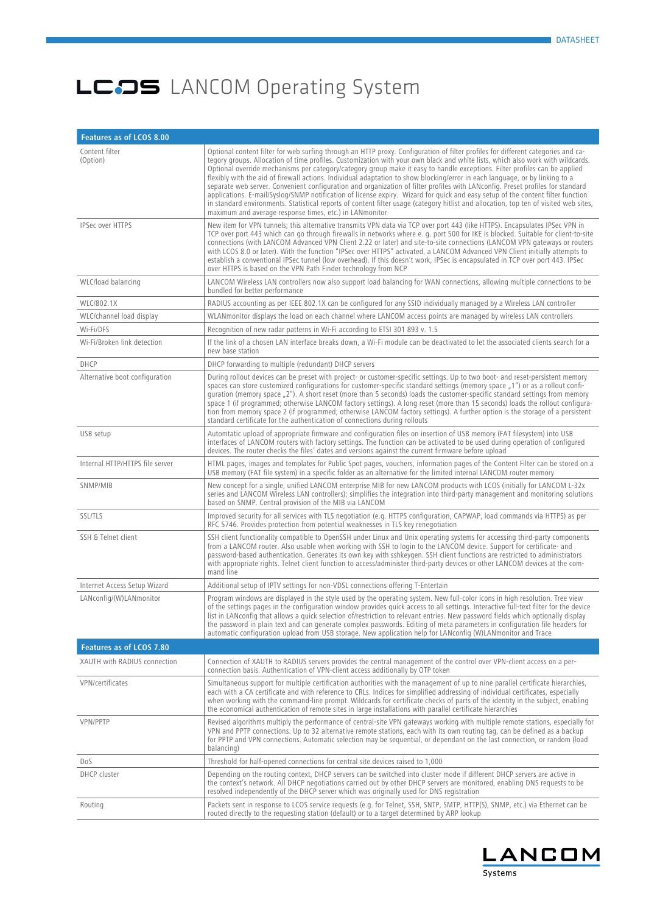# LCOS LANCOM Operating System

| Features as of LCOS 8.00 | |
|---|---|
| Content filter (Option) | Optional content filter for web surfing through an HTTP proxy. Configuration of filter profiles for different categories and category groups. Allocation of time profiles. Customization with your own black and white lists, which also work with wildcards. Optional override mechanisms per category/category group make it easy to handle exceptions. Filter profiles can be applied flexibly with the aid of firewall actions. Individual adaptation to show blocking/error in each language, or by linking to a separate web server. Convenient configuration and organization of filter profiles with LANconfig. Preset profiles for standard applications. E-mail/Syslog/SNMP notification of license expiry. Wizard for quick and easy setup of the content filter function in standard environments. Statistical reports of content filter usage (category hitlist and allocation, top ten of visited web sites, maximum and average response times, etc.) in LANmonitor |
| IPSec over HTTPS | New item for VPN tunnels; this alternative transmits VPN data via TCP over port 443 (like HTTPS). Encapsulates IPSec VPN in TCP over port 443 which can go through firewalls in networks where e. g. port 500 for IKE is blocked. Suitable for client-to-site connections (with LANCOM Advanced VPN Client 2.22 or later) and site-to-site connections (LANCOM VPN gateways or routers with LCOS 8.0 or later). With the function "IPSec over HTTPS" activated, a LANCOM Advanced VPN Client initially attempts to establish a conventional IPSec tunnel (low overhead). If this doesn't work, IPSec is encapsulated in TCP over port 443. IPSec over HTTPS is based on the VPN Path Finder technology from NCP |
| WLC/load balancing | LANCOM Wireless LAN controllers now also support load balancing for WAN connections, allowing multiple connections to be bundled for better performance |
| WLC/802.1X | RADIUS accounting as per IEEE 802.1X can be configured for any SSID individually managed by a Wireless LAN controller |
| WLC/channel load display | WLANmonitor displays the load on each channel where LANCOM access points are managed by wireless LAN controllers |
| Wi-Fi/DFS | Recognition of new radar patterns in Wi-Fi according to ETSI 301 893 v. 1.5 |
| Wi-Fi/Broken link detection | If the link of a chosen LAN interface breaks down, a Wi-Fi module can be deactivated to let the associated clients search for a new base station |
| DHCP | DHCP forwarding to multiple (redundant) DHCP servers |
| Alternative boot configuration | During rollout devices can be preset with project- or customer-specific settings. Up to two boot- and reset-persistent memory spaces can store customized configurations for customer-specific standard settings (memory space „1") or as a rollout configuration (memory space „2"). A short reset (more than 5 seconds) loads the customer-specific standard settings from memory space 1 (if programmed; otherwise LANCOM factory settings). A long reset (more than 15 seconds) loads the rollout configuration from memory space 2 (if programmed; otherwise LANCOM factory settings). A further option is the storage of a persistent standard certificate for the authentication of connections during rollouts |
| USB setup | Automtatic upload of appropriate firmware and configuration files on insertion of USB memory (FAT filesystem) into USB interfaces of LANCOM routers with factory settings. The function can be activated to be used during operation of configured devices. The router checks the files' dates and versions against the current firmware before upload |
| Internal HTTP/HTTPS file server | HTML pages, images and templates for Public Spot pages, vouchers, information pages of the Content Filter can be stored on a USB memory (FAT file system) in a specific folder as an alternative for the limited internal LANCOM router memory |
| SNMP/MIB | New concept for a single, unified LANCOM enterprise MIB for new LANCOM products with LCOS (initially for LANCOM L-32x series and LANCOM Wireless LAN controllers); simplifies the integration into third-party management and monitoring solutions based on SNMP. Central provision of the MIB via LANCOM |
| SSL/TLS | Improved security for all services with TLS negotiation (e.g. HTTPS configuration, CAPWAP, load commands via HTTPS) as per RFC 5746. Provides protection from potential weaknesses in TLS key renegotiation |
| SSH & Telnet client | SSH client functionality compatible to OpenSSH under Linux and Unix operating systems for accessing third-party components from a LANCOM router. Also usable when working with SSH to login to the LANCOM device. Support for certificate- and password-based authentication. Generates its own key with sshkeygen. SSH client functions are restricted to administrators with appropriate rights. Telnet client function to access/administer third-party devices or other LANCOM devices at the command line |
| Internet Access Setup Wizard | Additional setup of IPTV settings for non-VDSL connections offering T-Entertain |
| LANconfig/(W)LANmonitor | Program windows are displayed in the style used by the operating system. New full-color icons in high resolution. Tree view of the settings pages in the configuration window provides quick access to all settings. Interactive full-text filter for the device list in LANconfig that allows a quick selection of/restriction to relevant entries. New password fields which optionally display the password in plain text and can generate complex passwords. Editing of meta parameters in configuration file headers for automatic configuration upload from USB storage. New application help for LANconfig (W)LANmonitor and Trace |
| **Features as of LCOS 7.80** | |
| XAUTH with RADIUS connection | Connection of XAUTH to RADIUS servers provides the central management of the control over VPN-client access on a per-connection basis. Authentication of VPN-client access additionally by OTP token |
| VPN/certificates | Simultaneous support for multiple certification authorities with the management of up to nine parallel certificate hierarchies, each with a CA certificate and with reference to CRLs. Indices for simplified addressing of individual certificates, especially when working with the command-line prompt. Wildcards for certificate checks of parts of the identity in the subject, enabling the economical authentication of remote sites in large installations with parallel certificate hierarchies |
| VPN/PPTP | Revised algorithms multiply the performance of central-site VPN gateways working with multiple remote stations, especially for VPN and PPTP connections. Up to 32 alternative remote stations, each with its own routing tag, can be defined as a backup for PPTP and VPN connections. Automatic selection may be sequential, or dependant on the last connection, or random (load balancing) |
| DoS | Threshold for half-opened connections for central site devices raised to 1,000 |
| DHCP cluster | Depending on the routing context, DHCP servers can be switched into cluster mode if different DHCP servers are active in the context's network. All DHCP negotiations carried out by other DHCP servers are monitored, enabling DNS requests to be resolved independently of the DHCP server which was originally used for DNS registration |
| Routing | Packets sent in response to LCOS service requests (e.g. for Telnet, SSH, SNTP, SMTP, HTTP(S), SNMP, etc.) via Ethernet can be routed directly to the requesting station (default) or to a target determined by ARP lookup |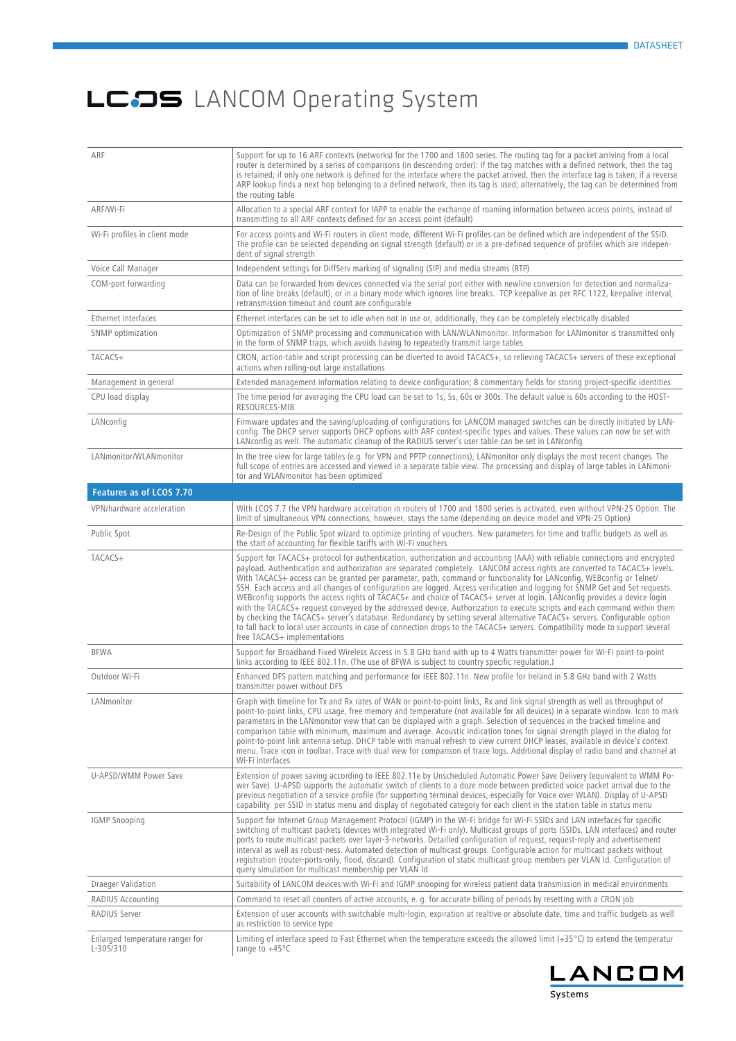# LCOS LANCOM Operating System

| | |
|---|---|
| ARF | Support for up to 16 ARF contexts (networks) for the 1700 and 1800 series. The routing tag for a packet arriving from a local router is determined by a series of comparisons (in descending order): If the tag matches with a defined network, then the tag is retained; if only one network is defined for the interface where the packet arrived, then the interface tag is taken; if a reverse ARP lookup finds a next hop belonging to a defined network, then its tag is used; alternatively, the tag can be determined from the routing table |
| ARF/Wi-Fi | Allocation to a special ARF context for IAPP to enable the exchange of roaming information between access points, instead of transmitting to all ARF contexts defined for an access point (default) |
| Wi-Fi profiles in client mode | For access points and Wi-Fi routers in client mode, different Wi-Fi profiles can be defined which are independent of the SSID. The profile can be selected depending on signal strength (default) or in a pre-defined sequence of profiles which are independent of signal strength |
| Voice Call Manager | Independent settings for DiffServ marking of signaling (SIP) and media streams (RTP) |
| COM-port forwarding | Data can be forwarded from devices connected via the serial port either with newline conversion for detection and normalization of line breaks (default), or in a binary mode which ignores line breaks. TCP keepalive as per RFC 1122, keepalive interval, retransmission timeout and count are configurable |
| Ethernet interfaces | Ethernet interfaces can be set to idle when not in use or, additionally, they can be completely electrically disabled |
| SNMP optimization | Optimization of SNMP processing and communication with LAN/WLANmonitor. Information for LANmonitor is transmitted only in the form of SNMP traps, which avoids having to repeatedly transmit large tables |
| TACACS+ | CRON, action-table and script processing can be diverted to avoid TACACS+, so relieving TACACS+ servers of these exceptional actions when rolling-out large installations |
| Management in general | Extended management information relating to device configuration; 8 commentary fields for storing project-specific identities |
| CPU load display | The time period for averaging the CPU load can be set to 1s, 5s, 60s or 300s. The default value is 60s according to the HOST-RESOURCES-MIB |
| LANconfig | Firmware updates and the saving/uploading of configurations for LANCOM managed switches can be directly initiated by LANconfig. The DHCP server supports DHCP options with ARF context-specific types and values. These values can now be set with LANconfig as well. The automatic cleanup of the RADIUS server's user table can be set in LANconfig |
| LANmonitor/WLANmonitor | In the tree view for large tables (e.g. for VPN and PPTP connections), LANmonitor only displays the most recent changes. The full scope of entries are accessed and viewed in a separate table view. The processing and display of large tables in LANmonitor and WLANmonitor has been optimized |
| **Features as of LCOS 7.70** | |
| VPN/hardware acceleration | With LCOS 7.7 the VPN hardware accelration in routers of 1700 and 1800 series is activated, even without VPN-25 Option. The limit of simultaneous VPN connections, however, stays the same (depending on device model and VPN-25 Option) |
| Public Spot | Re-Design of the Public Spot wizard to optimize printing of vouchers. New parameters for time and traffic budgets as well as the start of accounting for flexible tariffs with Wi-Fi vouchers |
| TACACS+ | Support for TACACS+ protocol for authentication, authorization and accounting (AAA) with reliable connections and encrypted payload. Authentication and authorization are separated completely. LANCOM access rights are converted to TACACS+ levels. With TACACS+ access can be granted per parameter, path, command or functionality for LANconfig, WEBconfig or Telnet/SSH. Each access and all changes of configuration are logged. Access verification and logging for SNMP Get and Set requests. WEBconfig supports the access rights of TACACS+ and choice of TACACS+ server at login. LANconfig provides a device login with the TACACS+ request conveyed by the addressed device. Authorization to execute scripts and each command within them by checking the TACACS+ server's database. Redundancy by setting several alternative TACACS+ servers. Configurable option to fall back to local user accounts in case of connection drops to the TACACS+ servers. Compatibility mode to support several free TACACS+ implementations |
| BFWA | Support for Broadband Fixed Wireless Access in 5.8 GHz band with up to 4 Watts transmitter power for Wi-Fi point-to-point links according to IEEE 802.11n. (The use of BFWA is subject to country specific regulation.) |
| Outdoor Wi-Fi | Enhanced DFS pattern matching and performance for IEEE 802.11n. New profile for Ireland in 5.8 GHz band with 2 Watts transmitter power without DFS |
| LANmonitor | Graph with timeline for Tx and Rx rates of WAN or point-to-point links, Rx and link signal strength as well as throughput of point-to-point links, CPU usage, free memory and temperature (not available for all devices) in a separate window. Icon to mark parameters in the LANmonitor view that can be displayed with a graph. Selection of sequences in the tracked timeline and comparison table with minimum, maximum and average. Acoustic indication tones for signal strength played in the dialog for point-to-point link antenna setup. DHCP table with manual refresh to view current DHCP leases, available in device's context menu. Trace icon in toolbar. Trace with dual view for comparison of trace logs. Additional display of radio band and channel at Wi-Fi interfaces |
| U-APSD/WMM Power Save | Extension of power saving according to IEEE 802.11e by Unscheduled Automatic Power Save Delivery (equivalent to WMM Power Save). U-APSD supports the automatic switch of clients to a doze mode between predicted voice packet arrival due to the previous negotiation of a service profile (for supporting terminal devices, especially for Voice over WLAN). Display of U-APSD capability per SSID in status menu and display of negotiated category for each client in the station table in status menu |
| IGMP Snooping | Support for Internet Group Management Protocol (IGMP) in the Wi-Fi bridge for Wi-Fi SSIDs and LAN interfaces for specific switching of multicast packets (devices with integrated Wi-Fi only). Multicast groups of ports (SSIDs, LAN interfaces) and router ports to route multicast packets over layer-3-networks. Detailled configuration of request, request-reply and advertisement interval as well as robust-ness. Automated detection of multicast groups. Configurable action for multicast packets without registration (router-ports-only, flood, discard). Configuration of static multicast group members per VLAN Id. Configuration of query simulation for multicast membership per VLAN Id |
| Draeger Validation | Suitability of LANCOM devices with Wi-Fi and IGMP snooping for wireless patient data transmission in medical environments |
| RADIUS Accounting | Command to reset all counters of active accounts, e. g. for accurate billing of periods by resetting with a CRON job |
| RADIUS Server | Extension of user accounts with switchable multi-login, expiration at realtive or absolute date, time and traffic budgets as well as restriction to service type |
| Enlarged temperature ranger for L-305/310 | Limiting of interface speed to Fast Ethernet when the temperature exceeds the allowed limit (+35°C) to extend the temperatur range to +45°C |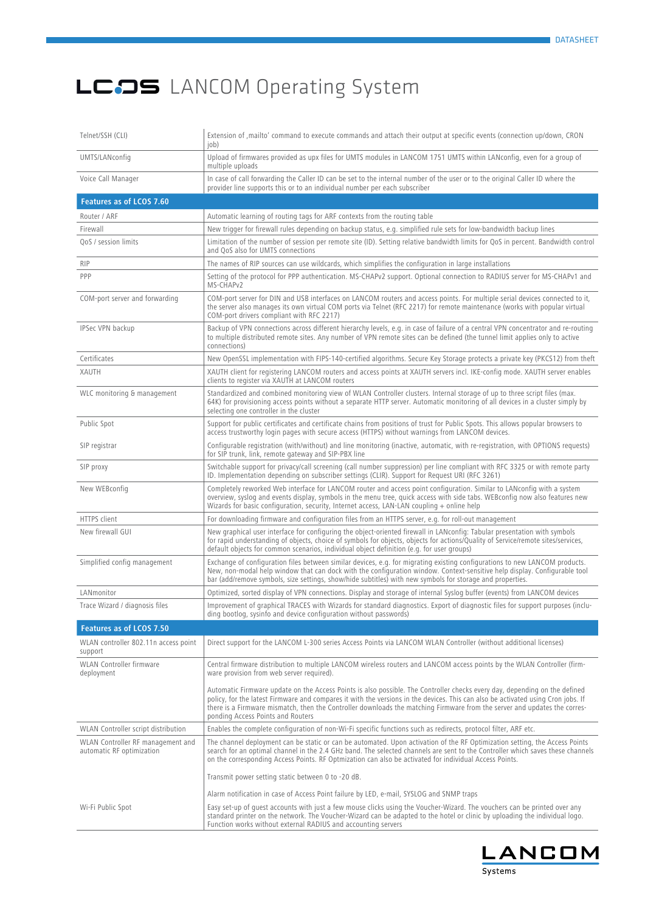# LCOS LANCOM Operating System

| | |
|---|---|
| Telnet/SSH (CLI) | Extension of ‚mailto' command to execute commands and attach their output at specific events (connection up/down, CRON job) |
| UMTS/LANconfig | Upload of firmwares provided as upx files for UMTS modules in LANCOM 1751 UMTS within LANconfig, even for a group of multiple uploads |
| Voice Call Manager | In case of call forwarding the Caller ID can be set to the internal number of the user or to the original Caller ID where the provider line supports this or to an individual number per each subscriber |
| **Features as of LCOS 7.60** | |
| Router / ARF | Automatic learning of routing tags for ARF contexts from the routing table |
| Firewall | New trigger for firewall rules depending on backup status, e.g. simplified rule sets for low-bandwidth backup lines |
| QoS / session limits | Limitation of the number of session per remote site (ID). Setting relative bandwidth limits for QoS in percent. Bandwidth control and QoS also for UMTS connections |
| RIP | The names of RIP sources can use wildcards, which simplifies the configuration in large installations |
| PPP | Setting of the protocol for PPP authentication. MS-CHAPv2 support. Optional connection to RADIUS server for MS-CHAPv1 and MS-CHAPv2 |
| COM-port server and forwarding | COM-port server for DIN and USB interfaces on LANCOM routers and access points. For multiple serial devices connected to it, the server also manages its own virtual COM ports via Telnet (RFC 2217) for remote maintenance (works with popular virtual COM-port drivers compliant with RFC 2217) |
| IPSec VPN backup | Backup of VPN connections across different hierarchy levels, e.g. in case of failure of a central VPN concentrator and re-routing to multiple distributed remote sites. Any number of VPN remote sites can be defined (the tunnel limit applies only to active connections) |
| Certificates | New OpenSSL implementation with FIPS-140-certified algorithms. Secure Key Storage protects a private key (PKCS12) from theft |
| XAUTH | XAUTH client for registering LANCOM routers and access points at XAUTH servers incl. IKE-config mode. XAUTH server enables clients to register via XAUTH at LANCOM routers |
| WLC monitoring & management | Standardized and combined monitoring view of WLAN Controller clusters. Internal storage of up to three script files (max. 64K) for provisioning access points without a separate HTTP server. Automatic monitoring of all devices in a cluster simply by selecting one controller in the cluster |
| Public Spot | Support for public certificates and certificate chains from positions of trust for Public Spots. This allows popular browsers to access trustworthy login pages with secure access (HTTPS) without warnings from LANCOM devices. |
| SIP registrar | Configurable registration (with/without) and line monitoring (inactive, automatic, with re-registration, with OPTIONS requests) for SIP trunk, link, remote gateway and SIP-PBX line |
| SIP proxy | Switchable support for privacy/call screening (call number suppression) per line compliant with RFC 3325 or with remote party ID. Implementation depending on subscriber settings (CLIR). Support for Request URI (RFC 3261) |
| New WEBconfig | Completely reworked Web interface for LANCOM router and access point configuration. Similar to LANconfig with a system overview, syslog and events display, symbols in the menu tree, quick access with side tabs. WEBconfig now also features new Wizards for basic configuration, security, Internet access, LAN-LAN coupling + online help |
| HTTPS client | For downloading firmware and configuration files from an HTTPS server, e.g. for roll-out management |
| New firewall GUI | New graphical user interface for configuring the object-oriented firewall in LANconfig: Tabular presentation with symbols for rapid understanding of objects, choice of symbols for objects, objects for actions/Quality of Service/remote sites/services, default objects for common scenarios, individual object definition (e.g. for user groups) |
| Simplified config management | Exchange of configuration files between similar devices, e.g. for migrating existing configurations to new LANCOM products. New, non-modal help window that can dock with the configuration window. Context-sensitive help display. Configurable tool bar (add/remove symbols, size settings, show/hide subtitles) with new symbols for storage and properties. |
| LANmonitor | Optimized, sorted display of VPN connections. Display and storage of internal Syslog buffer (events) from LANCOM devices |
| Trace Wizard / diagnosis files | Improvement of graphical TRACES with Wizards for standard diagnostics. Export of diagnostic files for support purposes (including bootlog, sysinfo and device configuration without passwords) |
| **Features as of LCOS 7.50** | |
| WLAN controller 802.11n access point support | Direct support for the LANCOM L-300 series Access Points via LANCOM WLAN Controller (without additional licenses) |
| WLAN Controller firmware deployment | Central firmware distribution to multiple LANCOM wireless routers and LANCOM access points by the WLAN Controller (firmware provision from web server required).<br><br>Automatic Firmware update on the Access Points is also possible. The Controller checks every day, depending on the defined policy, for the latest Firmware and compares it with the versions in the devices. This can also be activated using Cron jobs. If there is a Firmware mismatch, then the Controller downloads the matching Firmware from the server and updates the corresponding Access Points and Routers |
| WLAN Controller script distribution | Enables the complete configuration of non-Wi-Fi specific functions such as redirects, protocol filter, ARF etc. |
| WLAN Controller RF management and automatic RF optimization | The channel deployment can be static or can be automated. Upon activation of the RF Optimization setting, the Access Points search for an optimal channel in the 2.4 GHz band. The selected channels are sent to the Controller which saves these channels on the corresponding Access Points. RF Optmization can also be activated for individual Access Points.<br><br>Transmit power setting static between 0 to -20 dB.<br><br>Alarm notification in case of Access Point failure by LED, e-mail, SYSLOG and SNMP traps |
| Wi-Fi Public Spot | Easy set-up of guest accounts with just a few mouse clicks using the Voucher-Wizard. The vouchers can be printed over any standard printer on the network. The Voucher-Wizard can be adapted to the hotel or clinic by uploading the individual logo. Function works without external RADIUS and accounting servers |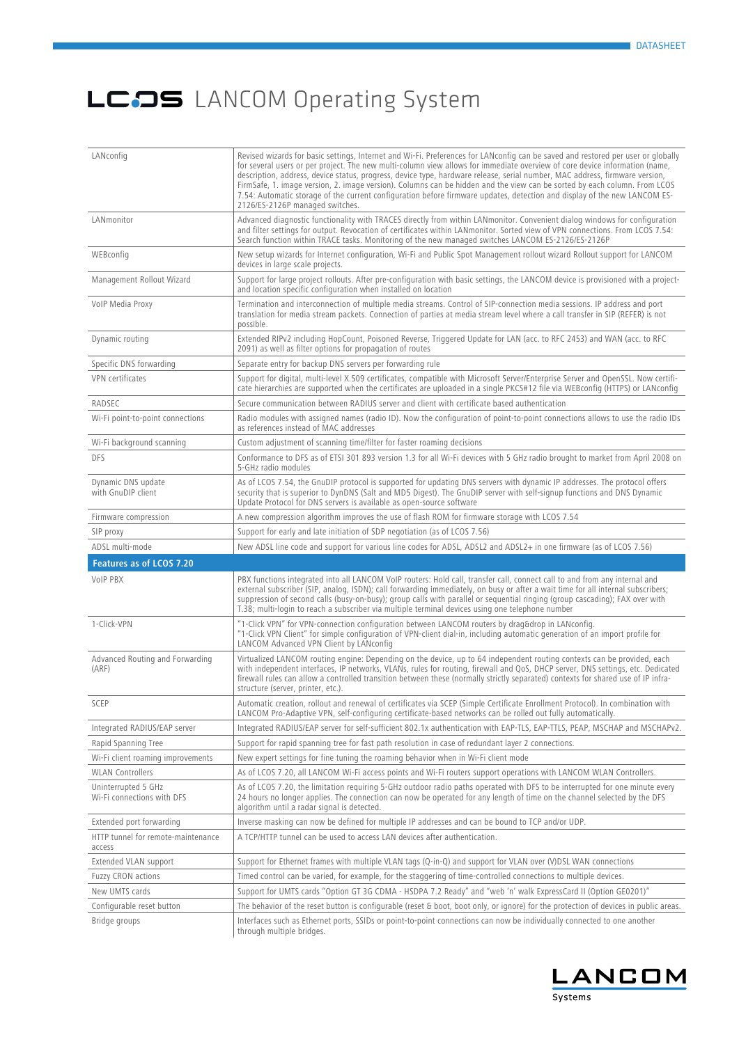# LCOS LANCOM Operating System

| | |
|---|---|
| LANconfig | Revised wizards for basic settings, Internet and Wi-Fi. Preferences for LANconfig can be saved and restored per user or globally for several users or per project. The new multi-column view allows for immediate overview of core device information (name, description, address, device status, progress, device type, hardware release, serial number, MAC address, firmware version, FirmSafe, 1. image version, 2. image version). Columns can be hidden and the view can be sorted by each column. From LCOS 7.54: Automatic storage of the current configuration before firmware updates, detection and display of the new LANCOM ES-2126/ES-2126P managed switches. |
| LANmonitor | Advanced diagnostic functionality with TRACES directly from within LANmonitor. Convenient dialog windows for configuration and filter settings for output. Revocation of certificates within LANmonitor. Sorted view of VPN connections. From LCOS 7.54: Search function within TRACE tasks. Monitoring of the new managed switches LANCOM ES-2126/ES-2126P |
| WEBconfig | New setup wizards for Internet configuration, Wi-Fi and Public Spot Management rollout wizard Rollout support for LANCOM devices in large scale projects. |
| Management Rollout Wizard | Support for large project rollouts. After pre-configuration with basic settings, the LANCOM device is provisioned with a project- and location specific configuration when installed on location |
| VoIP Media Proxy | Termination and interconnection of multiple media streams. Control of SIP-connection media sessions. IP address and port translation for media stream packets. Connection of parties at media stream level where a call transfer in SIP (REFER) is not possible. |
| Dynamic routing | Extended RIPv2 including HopCount, Poisoned Reverse, Triggered Update for LAN (acc. to RFC 2453) and WAN (acc. to RFC 2091) as well as filter options for propagation of routes |
| Specific DNS forwarding | Separate entry for backup DNS servers per forwarding rule |
| VPN certificates | Support for digital, multi-level X.509 certificates, compatible with Microsoft Server/Enterprise Server and OpenSSL. Now certificate hierarchies are supported when the certificates are uploaded in a single PKCS#12 file via WEBconfig (HTTPS) or LANconfig |
| RADSEC | Secure communication between RADIUS server and client with certificate based authentication |
| Wi-Fi point-to-point connections | Radio modules with assigned names (radio ID). Now the configuration of point-to-point connections allows to use the radio IDs as references instead of MAC addresses |
| Wi-Fi background scanning | Custom adjustment of scanning time/filter for faster roaming decisions |
| DFS | Conformance to DFS as of ETSI 301 893 version 1.3 for all Wi-Fi devices with 5 GHz radio brought to market from April 2008 on 5-GHz radio modules |
| Dynamic DNS update with GnuDIP client | As of LCOS 7.54, the GnuDIP protocol is supported for updating DNS servers with dynamic IP addresses. The protocol offers security that is superior to DynDNS (Salt and MD5 Digest). The GnuDIP server with self-signup functions and DNS Dynamic Update Protocol for DNS servers is available as open-source software |
| Firmware compression | A new compression algorithm improves the use of flash ROM for firmware storage with LCOS 7.54 |
| SIP proxy | Support for early and late initiation of SDP negotiation (as of LCOS 7.56) |
| ADSL multi-mode | New ADSL line code and support for various line codes for ADSL, ADSL2 and ADSL2+ in one firmware (as of LCOS 7.56) |
| **Features as of LCOS 7.20** | |
| VoIP PBX | PBX functions integrated into all LANCOM VoIP routers: Hold call, transfer call, connect call to and from any internal and external subscriber (SIP, analog, ISDN); call forwarding immediately, on busy or after a wait time for all internal subscribers; suppression of second calls (busy-on-busy); group calls with parallel or sequential ringing (group cascading); FAX over with T.38; multi-login to reach a subscriber via multiple terminal devices using one telephone number |
| 1-Click-VPN | "1-Click VPN" for VPN-connection configuration between LANCOM routers by drag&drop in LANconfig. "1-Click VPN Client" for simple configuration of VPN-client dial-in, including automatic generation of an import profile for LANCOM Advanced VPN Client by LANconfig |
| Advanced Routing and Forwarding (ARF) | Virtualized LANCOM routing engine: Depending on the device, up to 64 independent routing contexts can be provided, each with independent interfaces, IP networks, VLANs, rules for routing, firewall and QoS, DHCP server, DNS settings, etc. Dedicated firewall rules can allow a controlled transition between these (normally strictly separated) contexts for shared use of IP infrastructure (server, printer, etc.). |
| SCEP | Automatic creation, rollout and renewal of certificates via SCEP (Simple Certificate Enrollment Protocol). In combination with LANCOM Pro-Adaptive VPN, self-configuring certificate-based networks can be rolled out fully automatically. |
| Integrated RADIUS/EAP server | Integrated RADIUS/EAP server for self-sufficient 802.1x authentication with EAP-TLS, EAP-TTLS, PEAP, MSCHAP and MSCHAPv2. |
| Rapid Spanning Tree | Support for rapid spanning tree for fast path resolution in case of redundant layer 2 connections. |
| Wi-Fi client roaming improvements | New expert settings for fine tuning the roaming behavior when in Wi-Fi client mode |
| WLAN Controllers | As of LCOS 7.20, all LANCOM Wi-Fi access points and Wi-Fi routers support operations with LANCOM WLAN Controllers. |
| Uninterrupted 5 GHz Wi-Fi connections with DFS | As of LCOS 7.20, the limitation requiring 5-GHz outdoor radio paths operated with DFS to be interrupted for one minute every 24 hours no longer applies. The connection can now be operated for any length of time on the channel selected by the DFS algorithm until a radar signal is detected. |
| Extended port forwarding | Inverse masking can now be defined for multiple IP addresses and can be bound to TCP and/or UDP. |
| HTTP tunnel for remote-maintenance access | A TCP/HTTP tunnel can be used to access LAN devices after authentication. |
| Extended VLAN support | Support for Ethernet frames with multiple VLAN tags (Q-in-Q) and support for VLAN over (V)DSL WAN connections |
| Fuzzy CRON actions | Timed control can be varied, for example, for the staggering of time-controlled connections to multiple devices. |
| New UMTS cards | Support for UMTS cards "Option GT 3G CDMA - HSDPA 7.2 Ready" and "web 'n' walk ExpressCard II (Option GE0201)" |
| Configurable reset button | The behavior of the reset button is configurable (reset & boot, boot only, or ignore) for the protection of devices in public areas. |
| Bridge groups | Interfaces such as Ethernet ports, SSIDs or point-to-point connections can now be individually connected to one another through multiple bridges. |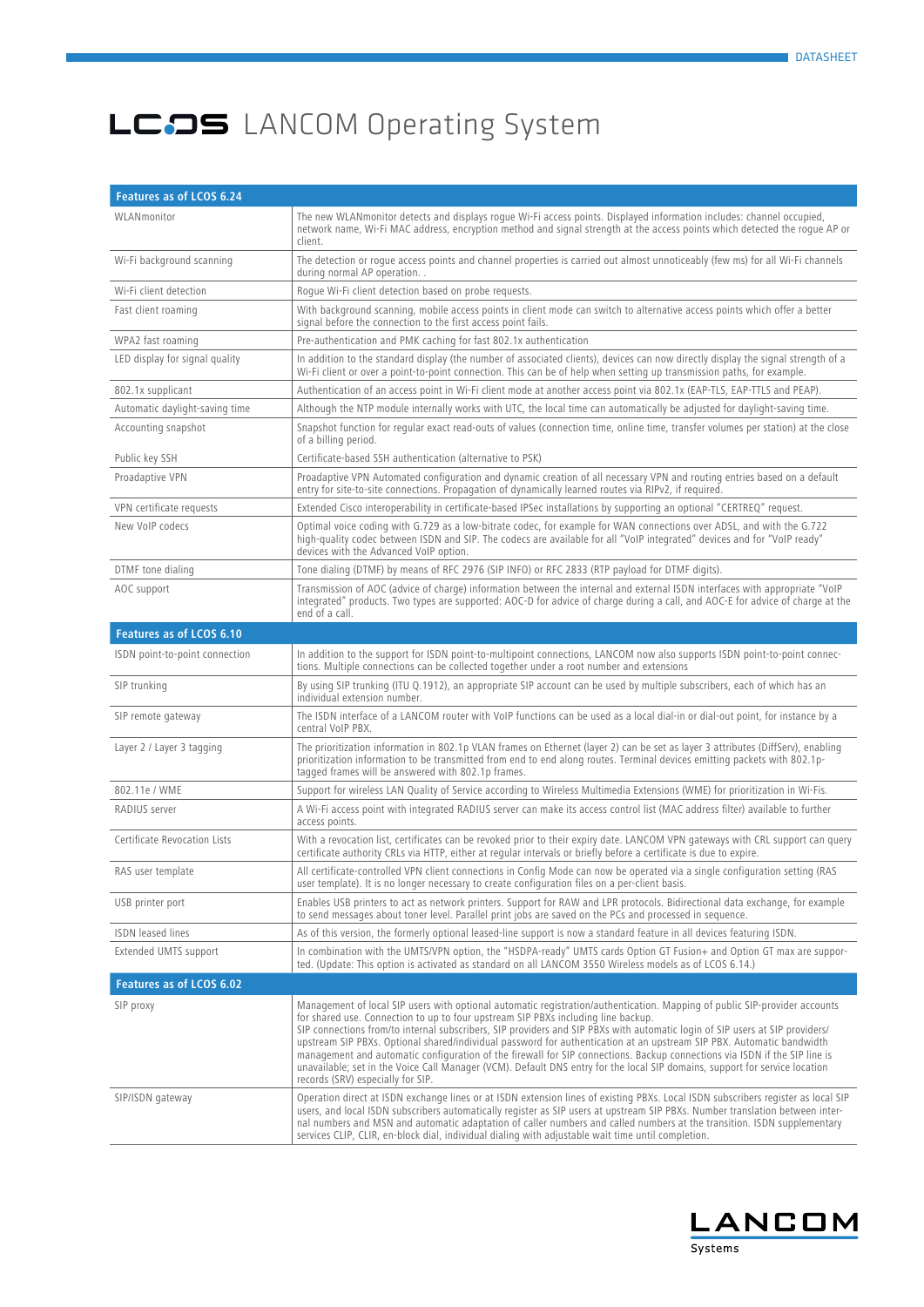# LCOS LANCOM Operating System

| Features as of LCOS 6.24 | |
|---|---|
| WLANmonitor | The new WLANmonitor detects and displays rogue Wi-Fi access points. Displayed information includes: channel occupied, network name, Wi-Fi MAC address, encryption method and signal strength at the access points which detected the rogue AP or client. |
| Wi-Fi background scanning | The detection or rogue access points and channel properties is carried out almost unnoticeably (few ms) for all Wi-Fi channels during normal AP operation. . |
| Wi-Fi client detection | Rogue Wi-Fi client detection based on probe requests. |
| Fast client roaming | With background scanning, mobile access points in client mode can switch to alternative access points which offer a better signal before the connection to the first access point fails. |
| WPA2 fast roaming | Pre-authentication and PMK caching for fast 802.1x authentication |
| LED display for signal quality | In addition to the standard display (the number of associated clients), devices can now directly display the signal strength of a Wi-Fi client or over a point-to-point connection. This can be of help when setting up transmission paths, for example. |
| 802.1x supplicant | Authentication of an access point in Wi-Fi client mode at another access point via 802.1x (EAP-TLS, EAP-TTLS and PEAP). |
| Automatic daylight-saving time | Although the NTP module internally works with UTC, the local time can automatically be adjusted for daylight-saving time. |
| Accounting snapshot | Snapshot function for regular exact read-outs of values (connection time, online time, transfer volumes per station) at the close of a billing period. |
| Public key SSH | Certificate-based SSH authentication (alternative to PSK) |
| Proadaptive VPN | Proadaptive VPN Automated configuration and dynamic creation of all necessary VPN and routing entries based on a default entry for site-to-site connections. Propagation of dynamically learned routes via RIPv2, if required. |
| VPN certificate requests | Extended Cisco interoperability in certificate-based IPSec installations by supporting an optional "CERTREQ" request. |
| New VoIP codecs | Optimal voice coding with G.729 as a low-bitrate codec, for example for WAN connections over ADSL, and with the G.722 high-quality codec between ISDN and SIP. The codecs are available for all "VoIP integrated" devices and for "VoIP ready" devices with the Advanced VoIP option. |
| DTMF tone dialing | Tone dialing (DTMF) by means of RFC 2976 (SIP INFO) or RFC 2833 (RTP payload for DTMF digits). |
| AOC support | Transmission of AOC (advice of charge) information between the internal and external ISDN interfaces with appropriate "VoIP integrated" products. Two types are supported: AOC-D for advice of charge during a call, and AOC-E for advice of charge at the end of a call. |

| Features as of LCOS 6.10 | |
|---|---|
| ISDN point-to-point connection | In addition to the support for ISDN point-to-multipoint connections, LANCOM now also supports ISDN point-to-point connections. Multiple connections can be collected together under a root number and extensions |
| SIP trunking | By using SIP trunking (ITU Q.1912), an appropriate SIP account can be used by multiple subscribers, each of which has an individual extension number. |
| SIP remote gateway | The ISDN interface of a LANCOM router with VoIP functions can be used as a local dial-in or dial-out point, for instance by a central VoIP PBX. |
| Layer 2 / Layer 3 tagging | The prioritization information in 802.1p VLAN frames on Ethernet (layer 2) can be set as layer 3 attributes (DiffServ), enabling prioritization information to be transmitted from end to end along routes. Terminal devices emitting packets with 802.1p-tagged frames will be answered with 802.1p frames. |
| 802.11e / WME | Support for wireless LAN Quality of Service according to Wireless Multimedia Extensions (WME) for prioritization in Wi-Fis. |
| RADIUS server | A Wi-Fi access point with integrated RADIUS server can make its access control list (MAC address filter) available to further access points. |
| Certificate Revocation Lists | With a revocation list, certificates can be revoked prior to their expiry date. LANCOM VPN gateways with CRL support can query certificate authority CRLs via HTTP, either at regular intervals or briefly before a certificate is due to expire. |
| RAS user template | All certificate-controlled VPN client connections in Config Mode can now be operated via a single configuration setting (RAS user template). It is no longer necessary to create configuration files on a per-client basis. |
| USB printer port | Enables USB printers to act as network printers. Support for RAW and LPR protocols. Bidirectional data exchange, for example to send messages about toner level. Parallel print jobs are saved on the PCs and processed in sequence. |
| ISDN leased lines | As of this version, the formerly optional leased-line support is now a standard feature in all devices featuring ISDN. |
| Extended UMTS support | In combination with the UMTS/VPN option, the "HSDPA-ready" UMTS cards Option GT Fusion+ and Option GT max are supported. (Update: This option is activated as standard on all LANCOM 3550 Wireless models as of LCOS 6.14.) |

| Features as of LCOS 6.02 | |
|---|---|
| SIP proxy | Management of local SIP users with optional automatic registration/authentication. Mapping of public SIP-provider accounts for shared use. Connection to up to four upstream SIP PBXs including line backup. SIP connections from/to internal subscribers, SIP providers and SIP PBXs with automatic login of SIP users at SIP providers/ upstream SIP PBXs. Optional shared/individual password for authentication at an upstream SIP PBX. Automatic bandwidth management and automatic configuration of the firewall for SIP connections. Backup connections via ISDN if the SIP line is unavailable; set in the Voice Call Manager (VCM). Default DNS entry for the local SIP domains, support for service location records (SRV) especially for SIP. |
| SIP/ISDN gateway | Operation direct at ISDN exchange lines or at ISDN extension lines of existing PBXs. Local ISDN subscribers register as local SIP users, and local ISDN subscribers automatically register as SIP users at upstream SIP PBXs. Number translation between internal numbers and MSN and automatic adaptation of caller numbers and called numbers at the transition. ISDN supplementary services CLIP, CLIR, en-block dial, individual dialing with adjustable wait time until completion. |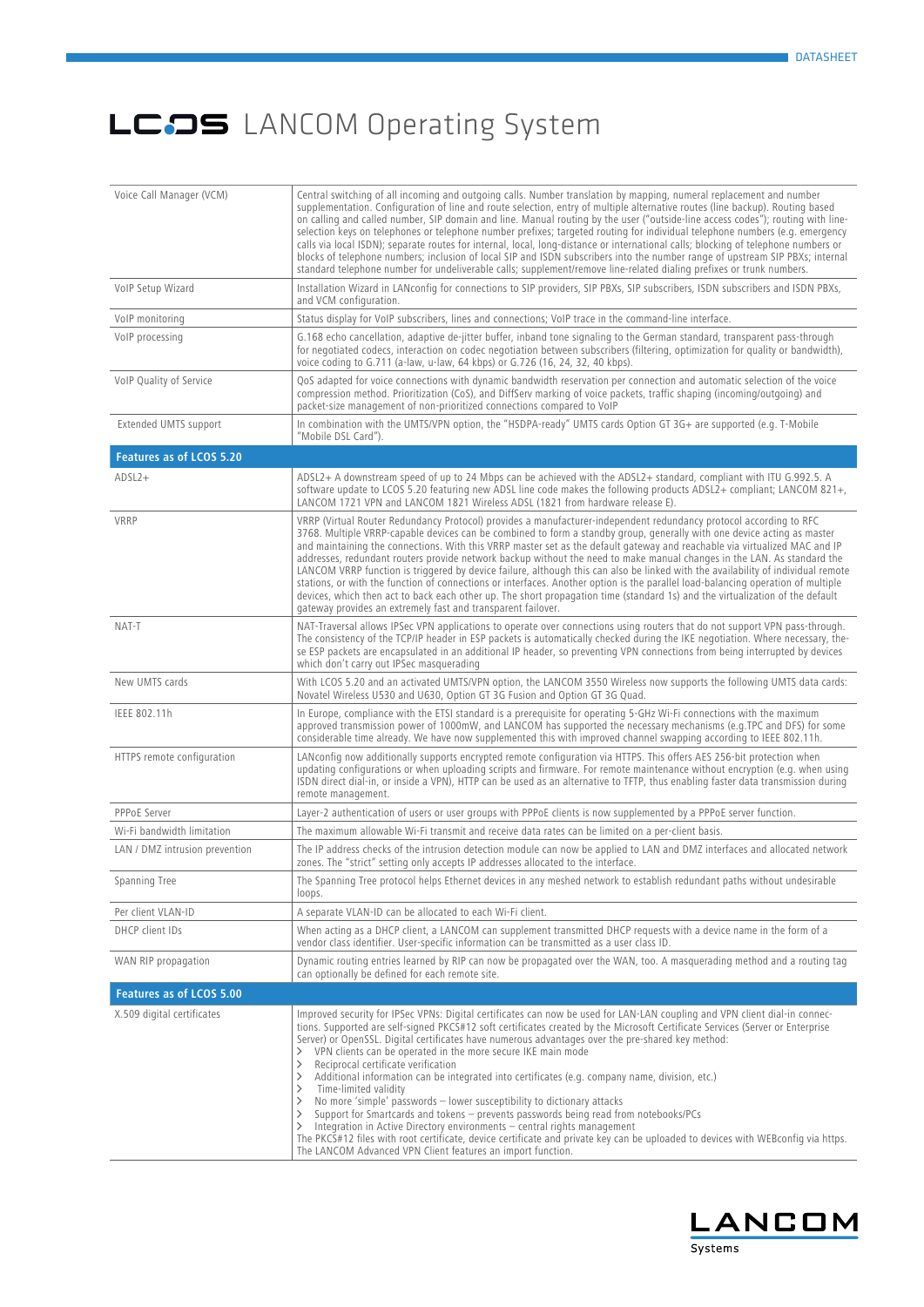# LCOS LANCOM Operating System

| | |
|---|---|
| Voice Call Manager (VCM) | Central switching of all incoming and outgoing calls. Number translation by mapping, numeral replacement and number supplementation. Configuration of line and route selection, entry of multiple alternative routes (line backup). Routing based on calling and called number, SIP domain and line. Manual routing by the user ("outside-line access codes"); routing with line-selection keys on telephones or telephone number prefixes; targeted routing for individual telephone numbers (e.g. emergency calls via local ISDN); separate routes for internal, local, long-distance or international calls; blocking of telephone numbers or blocks of telephone numbers; inclusion of local SIP and ISDN subscribers into the number range of upstream SIP PBXs; internal standard telephone number for undeliverable calls; supplement/remove line-related dialing prefixes or trunk numbers. |
| VoIP Setup Wizard | Installation Wizard in LANconfig for connections to SIP providers, SIP PBXs, SIP subscribers, ISDN subscribers and ISDN PBXs, and VCM configuration. |
| VoIP monitoring | Status display for VoIP subscribers, lines and connections; VoIP trace in the command-line interface. |
| VoIP processing | G.168 echo cancellation, adaptive de-jitter buffer, inband tone signaling to the German standard, transparent pass-through for negotiated codecs, interaction on codec negotiation between subscribers (filtering, optimization for quality or bandwidth), voice coding to G.711 (a-law, u-law, 64 kbps) or G.726 (16, 24, 32, 40 kbps). |
| VoIP Quality of Service | QoS adapted for voice connections with dynamic bandwidth reservation per connection and automatic selection of the voice compression method. Prioritization (CoS), and DiffServ marking of voice packets, traffic shaping (incoming/outgoing) and packet-size management of non-prioritized connections compared to VoIP |
| Extended UMTS support | In combination with the UMTS/VPN option, the "HSDPA-ready" UMTS cards Option GT 3G+ are supported (e.g. T-Mobile "Mobile DSL Card"). |
| **Features as of LCOS 5.20** | |
| ADSL2+ | ADSL2+ A downstream speed of up to 24 Mbps can be achieved with the ADSL2+ standard, compliant with ITU G.992.5. A software update to LCOS 5.20 featuring new ADSL line code makes the following products ADSL2+ compliant; LANCOM 821+, LANCOM 1721 VPN and LANCOM 1821 Wireless ADSL (1821 from hardware release E). |
| VRRP | VRRP (Virtual Router Redundancy Protocol) provides a manufacturer-independent redundancy protocol according to RFC 3768. Multiple VRRP-capable devices can be combined to form a standby group, generally with one device acting as master and maintaining the connections. With this VRRP master set as the default gateway and reachable via virtualized MAC and IP addresses, redundant routers provide network backup without the need to make manual changes in the LAN. As standard the LANCOM VRRP function is triggered by device failure, although this can also be linked with the availability of individual remote stations, or with the function of connections or interfaces. Another option is the parallel load-balancing operation of multiple devices, which then act to back each other up. The short propagation time (standard 1s) and the virtualization of the default gateway provides an extremely fast and transparent failover. |
| NAT-T | NAT-Traversal allows IPSec VPN applications to operate over connections using routers that do not support VPN pass-through. The consistency of the TCP/IP header in ESP packets is automatically checked during the IKE negotiation. Where necessary, these ESP packets are encapsulated in an additional IP header, so preventing VPN connections from being interrupted by devices which don't carry out IPSec masquerading |
| New UMTS cards | With LCOS 5.20 and an activated UMTS/VPN option, the LANCOM 3550 Wireless now supports the following UMTS data cards: Novatel Wireless U530 and U630, Option GT 3G Fusion and Option GT 3G Quad. |
| IEEE 802.11h | In Europe, compliance with the ETSI standard is a prerequisite for operating 5-GHz Wi-Fi connections with the maximum approved transmission power of 1000mW, and LANCOM has supported the necessary mechanisms (e.g.TPC and DFS) for some considerable time already. We have now supplemented this with improved channel swapping according to IEEE 802.11h. |
| HTTPS remote configuration | LANconfig now additionally supports encrypted remote configuration via HTTPS. This offers AES 256-bit protection when updating configurations or when uploading scripts and firmware. For remote maintenance without encryption (e.g. when using ISDN direct dial-in, or inside a VPN), HTTP can be used as an alternative to TFTP, thus enabling faster data transmission during remote management. |
| PPPoE Server | Layer-2 authentication of users or user groups with PPPoE clients is now supplemented by a PPPoE server function. |
| Wi-Fi bandwidth limitation | The maximum allowable Wi-Fi transmit and receive data rates can be limited on a per-client basis. |
| LAN / DMZ intrusion prevention | The IP address checks of the intrusion detection module can now be applied to LAN and DMZ interfaces and allocated network zones. The "strict" setting only accepts IP addresses allocated to the interface. |
| Spanning Tree | The Spanning Tree protocol helps Ethernet devices in any meshed network to establish redundant paths without undesirable loops. |
| Per client VLAN-ID | A separate VLAN-ID can be allocated to each Wi-Fi client. |
| DHCP client IDs | When acting as a DHCP client, a LANCOM can supplement transmitted DHCP requests with a device name in the form of a vendor class identifier. User-specific information can be transmitted as a user class ID. |
| WAN RIP propagation | Dynamic routing entries learned by RIP can now be propagated over the WAN, too. A masquerading method and a routing tag can optionally be defined for each remote site. |
| **Features as of LCOS 5.00** | |
| X.509 digital certificates | Improved security for IPSec VPNs: Digital certificates can now be used for LAN-LAN coupling and VPN client dial-in connections. Supported are self-signed PKCS#12 soft certificates created by the Microsoft Certificate Services (Server or Enterprise Server) or OpenSSL. Digital certificates have numerous advantages over the pre-shared key method:<br>> VPN clients can be operated in the more secure IKE main mode<br>> Reciprocal certificate verification<br>> Additional information can be integrated into certificates (e.g. company name, division, etc.)<br>> Time-limited validity<br>> No more 'simple' passwords – lower susceptibility to dictionary attacks<br>> Support for Smartcards and tokens – prevents passwords being read from notebooks/PCs<br>> Integration in Active Directory environments – central rights management<br>The PKCS#12 files with root certificate, device certificate and private key can be uploaded to devices with WEBconfig via https. The LANCOM Advanced VPN Client features an import function. |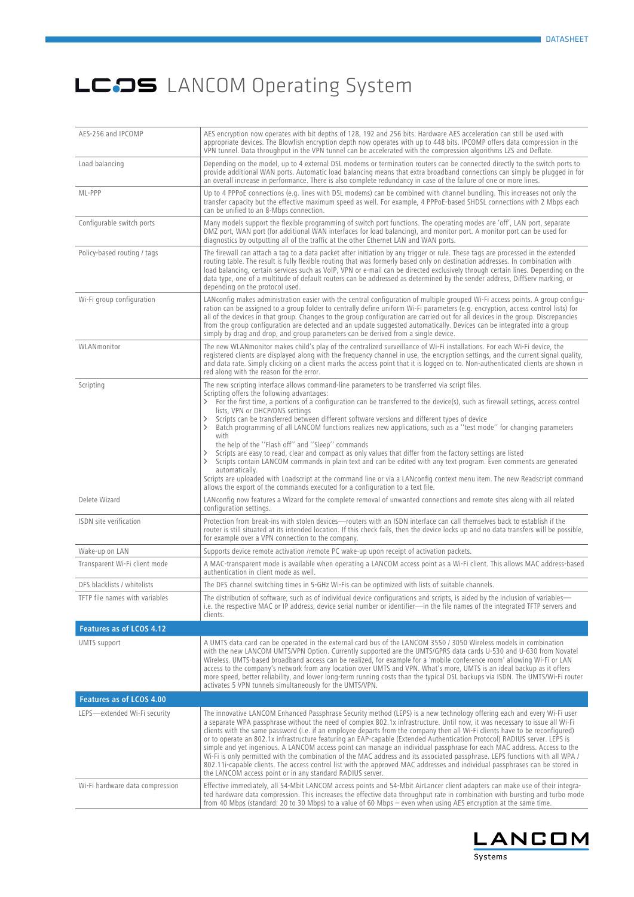# LCOS LANCOM Operating System

| | |
|---|---|
| AES-256 and IPCOMP | AES encryption now operates with bit depths of 128, 192 and 256 bits. Hardware AES acceleration can still be used with appropriate devices. The Blowfish encryption depth now operates with up to 448 bits. IPCOMP offers data compression in the VPN tunnel. Data throughput in the VPN tunnel can be accelerated with the compression algorithms LZS and Deflate. |
| Load balancing | Depending on the model, up to 4 external DSL modems or termination routers can be connected directly to the switch ports to provide additional WAN ports. Automatic load balancing means that extra broadband connections can simply be plugged in for an overall increase in performance. There is also complete redundancy in case of the failure of one or more lines. |
| ML-PPP | Up to 4 PPPoE connections (e.g. lines with DSL modems) can be combined with channel bundling. This increases not only the transfer capacity but the effective maximum speed as well. For example, 4 PPPoE-based SHDSL connections with 2 Mbps each can be unified to an 8-Mbps connection. |
| Configurable switch ports | Many models support the flexible programming of switch port functions. The operating modes are 'off', LAN port, separate DMZ port, WAN port (for additional WAN interfaces for load balancing), and monitor port. A monitor port can be used for diagnostics by outputting all of the traffic at the other Ethernet LAN and WAN ports. |
| Policy-based routing / tags | The firewall can attach a tag to a data packet after initiation by any trigger or rule. These tags are processed in the extended routing table. The result is fully flexible routing that was formerly based only on destination addresses. In combination with load balancing, certain services such as VoIP, VPN or e-mail can be directed exclusively through certain lines. Depending on the data type, one of a multitude of default routers can be addressed as determined by the sender address, DiffServ marking, or depending on the protocol used. |
| Wi-Fi group configuration | LANconfig makes administration easier with the central configuration of multiple grouped Wi-Fi access points. A group configuration can be assigned to a group folder to centrally define uniform Wi-Fi parameters (e.g. encryption, access control lists) for all of the devices in that group. Changes to the group configuration are carried out for all devices in the group. Discrepancies from the group configuration are detected and an update suggested automatically. Devices can be integrated into a group simply by drag and drop, and group parameters can be derived from a single device. |
| WLANmonitor | The new WLANmonitor makes child's play of the centralized surveillance of Wi-Fi installations. For each Wi-Fi device, the registered clients are displayed along with the frequency channel in use, the encryption settings, and the current signal quality, and data rate. Simply clicking on a client marks the access point that it is logged on to. Non-authenticated clients are shown in red along with the reason for the error. |
| Scripting | The new scripting interface allows command-line parameters to be transferred via script files.<br>Scripting offers the following advantages:<br>> For the first time, a portions of a configuration can be transferred to the device(s), such as firewall settings, access control lists, VPN or DHCP/DNS settings<br>> Scripts can be transferred between different software versions and different types of device<br>> Batch programming of all LANCOM functions realizes new applications, such as a "test mode" for changing parameters with the help of the "Flash off" and "Sleep" commands<br>> Scripts are easy to read, clear and compact as only values that differ from the factory settings are listed<br>> Scripts contain LANCOM commands in plain text and can be edited with any text program. Even comments are generated automatically.<br>Scripts are uploaded with Loadscript at the command line or via a LANconfig context menu item. The new Readscript command allows the export of the commands executed for a configuration to a text file. |
| Delete Wizard | LANconfig now features a Wizard for the complete removal of unwanted connections and remote sites along with all related configuration settings. |
| ISDN site verification | Protection from break-ins with stolen devices—routers with an ISDN interface can call themselves back to establish if the router is still situated at its intended location. If this check fails, then the device locks up and no data transfers will be possible, for example over a VPN connection to the company. |
| Wake-up on LAN | Supports device remote activation /remote PC wake-up upon receipt of activation packets. |
| Transparent Wi-Fi client mode | A MAC-transparent mode is available when operating a LANCOM access point as a Wi-Fi client. This allows MAC address-based authentication in client mode as well. |
| DFS blacklists / whitelists | The DFS channel switching times in 5-GHz Wi-Fis can be optimized with lists of suitable channels. |
| TFTP file names with variables | The distribution of software, such as of individual device configurations and scripts, is aided by the inclusion of variables—i.e. the respective MAC or IP address, device serial number or identifier—in the file names of the integrated TFTP servers and clients. |
| **Features as of LCOS 4.12** | |
| UMTS support | A UMTS data card can be operated in the external card bus of the LANCOM 3550 / 3050 Wireless models in combination with the new LANCOM UMTS/VPN Option. Currently supported are the UMTS/GPRS data cards U-530 and U-630 from Novatel Wireless. UMTS-based broadband access can be realized, for example for a 'mobile conference room' allowing Wi-Fi or LAN access to the company's network from any location over UMTS and VPN. What's more, UMTS is an ideal backup as it offers more speed, better reliability, and lower long-term running costs than the typical DSL backups via ISDN. The UMTS/Wi-Fi router activates 5 VPN tunnels simultaneously for the UMTS/VPN. |
| **Features as of LCOS 4.00** | |
| LEPS—extended Wi-Fi security | The innovative LANCOM Enhanced Passphrase Security method (LEPS) is a new technology offering each and every Wi-Fi user a separate WPA passphrase without the need of complex 802.1x infrastructure. Until now, it was necessary to issue all Wi-Fi clients with the same password (i.e. if an employee departs from the company then all Wi-Fi clients have to be reconfigured) or to operate an 802.1x infrastructure featuring an EAP-capable (Extended Authentication Protocol) RADIUS server. LEPS is simple and yet ingenious. A LANCOM access point can manage an individual passphrase for each MAC address. Access to the Wi-Fi is only permitted with the combination of the MAC address and its associated passphrase. LEPS functions with all WPA / 802.11i-capable clients. The access control list with the approved MAC addresses and individual passphrases can be stored in the LANCOM access point or in any standard RADIUS server. |
| Wi-Fi hardware data compression | Effective immediately, all 54-Mbit LANCOM access points and 54-Mbit AirLancer client adapters can make use of their integrated hardware data compression. This increases the effective data throughput rate in combination with bursting and turbo mode from 40 Mbps (standard: 20 to 30 Mbps) to a value of 60 Mbps – even when using AES encryption at the same time. |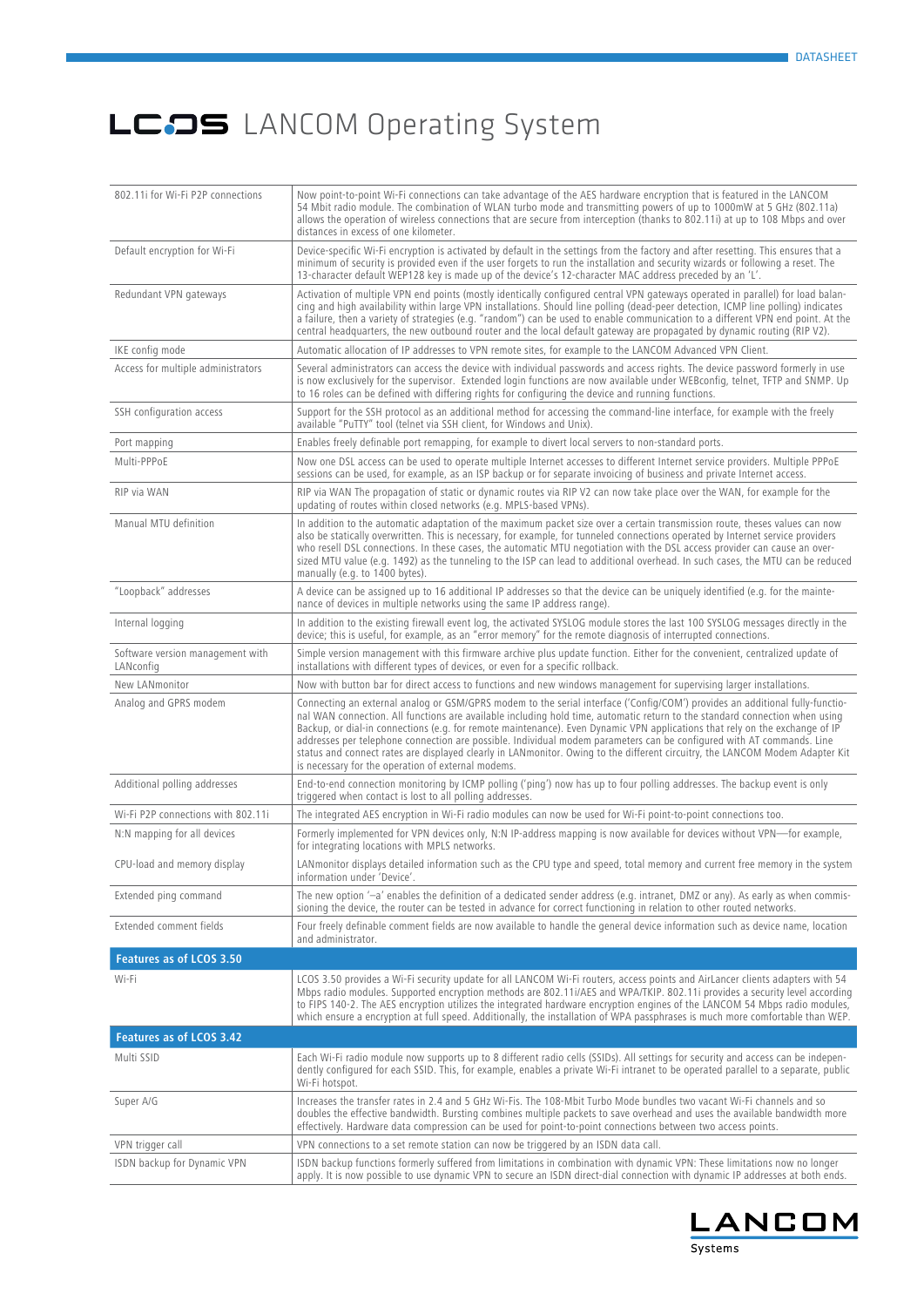# LCOS LANCOM Operating System

| | |
|---|---|
| 802.11i for Wi-Fi P2P connections | Now point-to-point Wi-Fi connections can take advantage of the AES hardware encryption that is featured in the LANCOM 54 Mbit radio module. The combination of WLAN turbo mode and transmitting powers of up to 1000mW at 5 GHz (802.11a) allows the operation of wireless connections that are secure from interception (thanks to 802.11i) at up to 108 Mbps and over distances in excess of one kilometer. |
| Default encryption for Wi-Fi | Device-specific Wi-Fi encryption is activated by default in the settings from the factory and after resetting. This ensures that a minimum of security is provided even if the user forgets to run the installation and security wizards or following a reset. The 13-character default WEP128 key is made up of the device's 12-character MAC address preceded by an 'L'. |
| Redundant VPN gateways | Activation of multiple VPN end points (mostly identically configured central VPN gateways operated in parallel) for load balancing and high availability within large VPN installations. Should line polling (dead-peer detection, ICMP line polling) indicates a failure, then a variety of strategies (e.g. "random") can be used to enable communication to a different VPN end point. At the central headquarters, the new outbound router and the local default gateway are propagated by dynamic routing (RIP V2). |
| IKE config mode | Automatic allocation of IP addresses to VPN remote sites, for example to the LANCOM Advanced VPN Client. |
| Access for multiple administrators | Several administrators can access the device with individual passwords and access rights. The device password formerly in use is now exclusively for the supervisor. Extended login functions are now available under WEBconfig, telnet, TFTP and SNMP. Up to 16 roles can be defined with differing rights for configuring the device and running functions. |
| SSH configuration access | Support for the SSH protocol as an additional method for accessing the command-line interface, for example with the freely available "PuTTY" tool (telnet via SSH client, for Windows and Unix). |
| Port mapping | Enables freely definable port remapping, for example to divert local servers to non-standard ports. |
| Multi-PPPoE | Now one DSL access can be used to operate multiple Internet accesses to different Internet service providers. Multiple PPPoE sessions can be used, for example, as an ISP backup or for separate invoicing of business and private Internet access. |
| RIP via WAN | RIP via WAN The propagation of static or dynamic routes via RIP V2 can now take place over the WAN, for example for the updating of routes within closed networks (e.g. MPLS-based VPNs). |
| Manual MTU definition | In addition to the automatic adaptation of the maximum packet size over a certain transmission route, theses values can now also be statically overwritten. This is necessary, for example, for tunneled connections operated by Internet service providers who resell DSL connections. In these cases, the automatic MTU negotiation with the DSL access provider can cause an oversized MTU value (e.g. 1492) as the tunneling to the ISP can lead to additional overhead. In such cases, the MTU can be reduced manually (e.g. to 1400 bytes). |
| "Loopback" addresses | A device can be assigned up to 16 additional IP addresses so that the device can be uniquely identified (e.g. for the maintenance of devices in multiple networks using the same IP address range). |
| Internal logging | In addition to the existing firewall event log, the activated SYSLOG module stores the last 100 SYSLOG messages directly in the device; this is useful, for example, as an "error memory" for the remote diagnosis of interrupted connections. |
| Software version management with LANconfig | Simple version management with this firmware archive plus update function. Either for the convenient, centralized update of installations with different types of devices, or even for a specific rollback. |
| New LANmonitor | Now with button bar for direct access to functions and new windows management for supervising larger installations. |
| Analog and GPRS modem | Connecting an external analog or GSM/GPRS modem to the serial interface ('Config/COM') provides an additional fully-functional WAN connection. All functions are available including hold time, automatic return to the standard connection when using Backup, or dial-in connections (e.g. for remote maintenance). Even Dynamic VPN applications that rely on the exchange of IP addresses per telephone connection are possible. Individual modem parameters can be configured with AT commands. Line status and connect rates are displayed clearly in LANmonitor. Owing to the different circuitry, the LANCOM Modem Adapter Kit is necessary for the operation of external modems. |
| Additional polling addresses | End-to-end connection monitoring by ICMP polling ('ping') now has up to four polling addresses. The backup event is only triggered when contact is lost to all polling addresses. |
| Wi-Fi P2P connections with 802.11i | The integrated AES encryption in Wi-Fi radio modules can now be used for Wi-Fi point-to-point connections too. |
| N:N mapping for all devices | Formerly implemented for VPN devices only, N:N IP-address mapping is now available for devices without VPN—for example, for integrating locations with MPLS networks. |
| CPU-load and memory display | LANmonitor displays detailed information such as the CPU type and speed, total memory and current free memory in the system information under 'Device'. |
| Extended ping command | The new option '–a' enables the definition of a dedicated sender address (e.g. intranet, DMZ or any). As early as when commissioning the device, the router can be tested in advance for correct functioning in relation to other routed networks. |
| Extended comment fields | Four freely definable comment fields are now available to handle the general device information such as device name, location and administrator. |
| **Features as of LCOS 3.50** | |
| Wi-Fi | LCOS 3.50 provides a Wi-Fi security update for all LANCOM Wi-Fi routers, access points and AirLancer clients adapters with 54 Mbps radio modules. Supported encryption methods are 802.11i/AES and WPA/TKIP. 802.11i provides a security level according to FIPS 140-2. The AES encryption utilizes the integrated hardware encryption engines of the LANCOM 54 Mbps radio modules, which ensure a encryption at full speed. Additionally, the installation of WPA passphrases is much more comfortable than WEP. |
| **Features as of LCOS 3.42** | |
| Multi SSID | Each Wi-Fi radio module now supports up to 8 different radio cells (SSIDs). All settings for security and access can be independently configured for each SSID. This, for example, enables a private Wi-Fi intranet to be operated parallel to a separate, public Wi-Fi hotspot. |
| Super A/G | Increases the transfer rates in 2.4 and 5 GHz Wi-Fis. The 108-Mbit Turbo Mode bundles two vacant Wi-Fi channels and so doubles the effective bandwidth. Bursting combines multiple packets to save overhead and uses the available bandwidth more effectively. Hardware data compression can be used for point-to-point connections between two access points. |
| VPN trigger call | VPN connections to a set remote station can now be triggered by an ISDN data call. |
| ISDN backup for Dynamic VPN | ISDN backup functions formerly suffered from limitations in combination with dynamic VPN: These limitations now no longer apply. It is now possible to use dynamic VPN to secure an ISDN direct-dial connection with dynamic IP addresses at both ends. |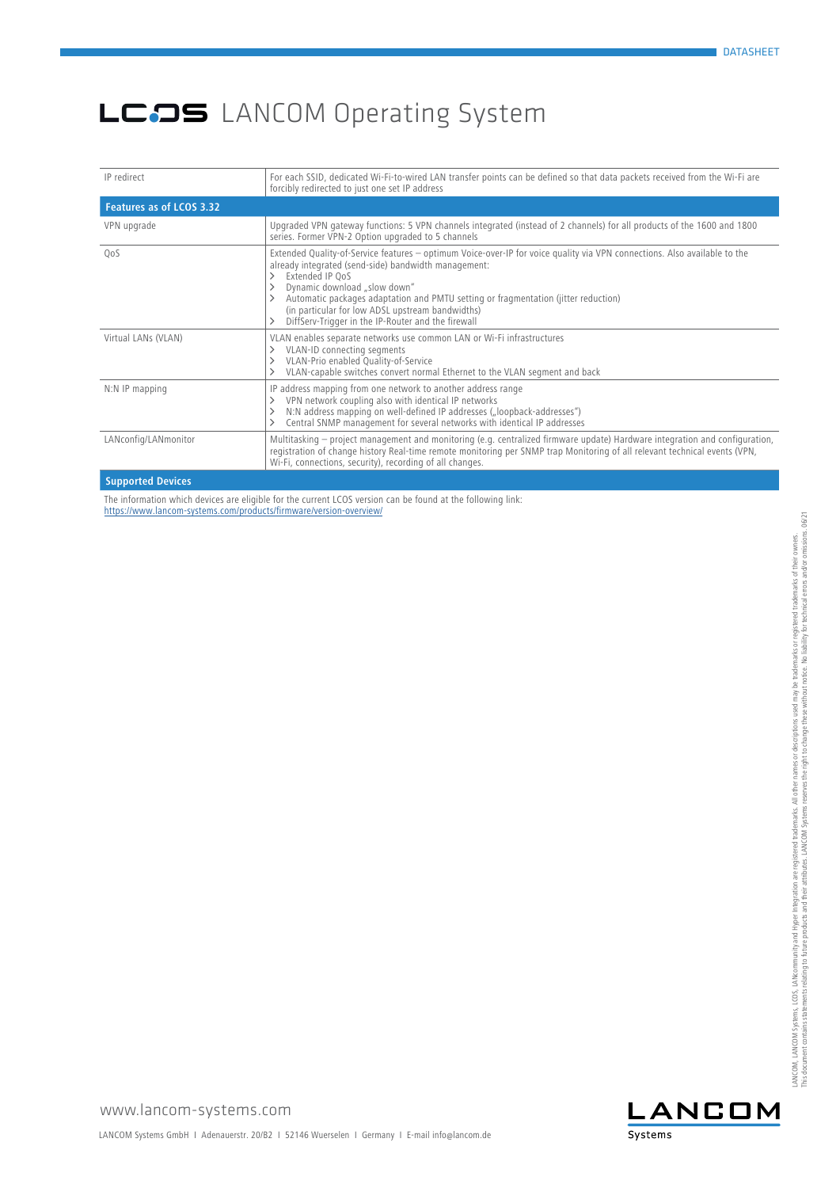# LCOS LANCOM Operating System

| | |
|---|---|
| IP redirect | For each SSID, dedicated Wi-Fi-to-wired LAN transfer points can be defined so that data packets received from the Wi-Fi are forcibly redirected to just one set IP address |
| **Features as of LCOS 3.32** | |
| VPN upgrade | Upgraded VPN gateway functions: 5 VPN channels integrated (instead of 2 channels) for all products of the 1600 and 1800 series. Former VPN-2 Option upgraded to 5 channels |
| QoS | Extended Quality-of-Service features – optimum Voice-over-IP for voice quality via VPN connections. Also available to the already integrated (send-side) bandwidth management:<br>› Extended IP QoS<br>› Dynamic download „slow down“<br>› Automatic packages adaptation and PMTU setting or fragmentation (jitter reduction) (in particular for low ADSL upstream bandwidths)<br>› DiffServ-Trigger in the IP-Router and the firewall |
| Virtual LANs (VLAN) | VLAN enables separate networks use common LAN or Wi-Fi infrastructures<br>› VLAN-ID connecting segments<br>› VLAN-Prio enabled Quality-of-Service<br>› VLAN-capable switches convert normal Ethernet to the VLAN segment and back |
| N:N IP mapping | IP address mapping from one network to another address range<br>› VPN network coupling also with identical IP networks<br>› N:N address mapping on well-defined IP addresses („loopback-addresses“)<br>› Central SNMP management for several networks with identical IP addresses |
| LANconfig/LANmonitor | Multitasking – project management and monitoring (e.g. centralized firmware update) Hardware integration and configuration, registration of change history Real-time remote monitoring per SNMP trap Monitoring of all relevant technical events (VPN, Wi-Fi, connections, security), recording of all changes. |
| **Supported Devices** | |

The information which devices are eligible for the current LCOS version can be found at the following link:
https://www.lancom-systems.com/products/firmware/version-overview/

LANCOM, LANCOM Systems, LCOS, LANcommunity and Hyper Integration are registered trademarks. All other names or descriptions used may be trademarks or registered trademarks of their owners. This document contains statements relating to future products and their attributes. LANCOM Systems reserves the right to change these without notice. No liability for technical errors and/or omissions. 06/21

www.lancom-systems.com

LANCOM Systems GmbH | Adenauerstr. 20/B2 | 52146 Wuerselen | Germany | E-mail info@lancom.de